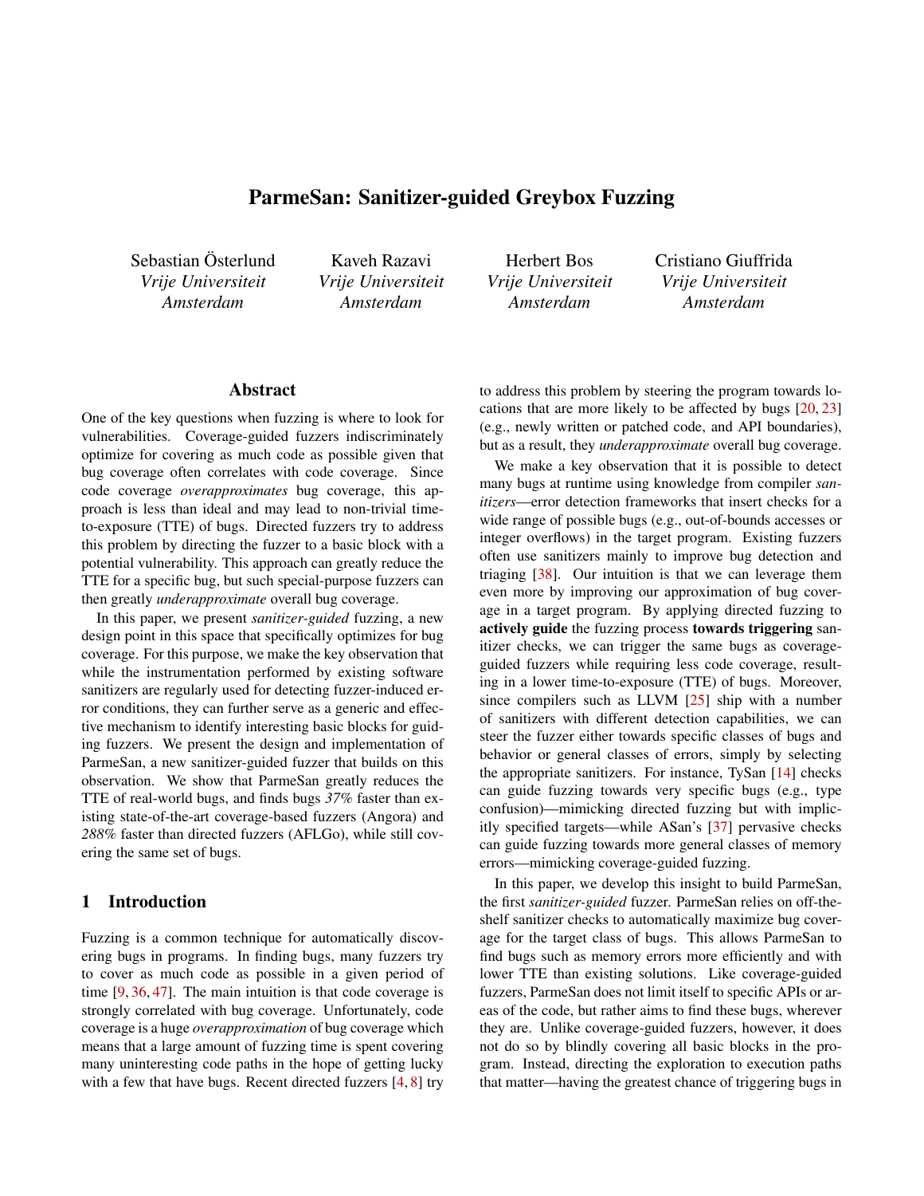# ParmeSan: Sanitizer-guided Greybox Fuzzing

Sebastian Österlund
*Vrije Universiteit Amsterdam*

Kaveh Razavi
*Vrije Universiteit Amsterdam*

Herbert Bos
*Vrije Universiteit Amsterdam*

Cristiano Giuffrida
*Vrije Universiteit Amsterdam*

## Abstract

One of the key questions when fuzzing is where to look for vulnerabilities. Coverage-guided fuzzers indiscriminately optimize for covering as much code as possible given that bug coverage often correlates with code coverage. Since code coverage *overapproximates* bug coverage, this approach is less than ideal and may lead to non-trivial time-to-exposure (TTE) of bugs. Directed fuzzers try to address this problem by directing the fuzzer to a basic block with a potential vulnerability. This approach can greatly reduce the TTE for a specific bug, but such special-purpose fuzzers can then greatly *underapproximate* overall bug coverage.

In this paper, we present *sanitizer-guided* fuzzing, a new design point in this space that specifically optimizes for bug coverage. For this purpose, we make the key observation that while the instrumentation performed by existing software sanitizers are regularly used for detecting fuzzer-induced error conditions, they can further serve as a generic and effective mechanism to identify interesting basic blocks for guiding fuzzers. We present the design and implementation of ParmeSan, a new sanitizer-guided fuzzer that builds on this observation. We show that ParmeSan greatly reduces the TTE of real-world bugs, and finds bugs *37%* faster than existing state-of-the-art coverage-based fuzzers (Angora) and *288%* faster than directed fuzzers (AFLGo), while still covering the same set of bugs.

## 1 Introduction

Fuzzing is a common technique for automatically discovering bugs in programs. In finding bugs, many fuzzers try to cover as much code as possible in a given period of time [9, 36, 47]. The main intuition is that code coverage is strongly correlated with bug coverage. Unfortunately, code coverage is a huge *overapproximation* of bug coverage which means that a large amount of fuzzing time is spent covering many uninteresting code paths in the hope of getting lucky with a few that have bugs. Recent directed fuzzers [4, 8] try to address this problem by steering the program towards locations that are more likely to be affected by bugs [20, 23] (e.g., newly written or patched code, and API boundaries), but as a result, they *underapproximate* overall bug coverage.

We make a key observation that it is possible to detect many bugs at runtime using knowledge from compiler *sanitizers*—error detection frameworks that insert checks for a wide range of possible bugs (e.g., out-of-bounds accesses or integer overflows) in the target program. Existing fuzzers often use sanitizers mainly to improve bug detection and triaging [38]. Our intuition is that we can leverage them even more by improving our approximation of bug coverage in a target program. By applying directed fuzzing to **actively guide** the fuzzing process **towards triggering** sanitizer checks, we can trigger the same bugs as coverage-guided fuzzers while requiring less code coverage, resulting in a lower time-to-exposure (TTE) of bugs. Moreover, since compilers such as LLVM [25] ship with a number of sanitizers with different detection capabilities, we can steer the fuzzer either towards specific classes of bugs and behavior or general classes of errors, simply by selecting the appropriate sanitizers. For instance, TySan [14] checks can guide fuzzing towards very specific bugs (e.g., type confusion)—mimicking directed fuzzing but with implicitly specified targets—while ASan's [37] pervasive checks can guide fuzzing towards more general classes of memory errors—mimicking coverage-guided fuzzing.

In this paper, we develop this insight to build ParmeSan, the first *sanitizer-guided* fuzzer. ParmeSan relies on off-the-shelf sanitizer checks to automatically maximize bug coverage for the target class of bugs. This allows ParmeSan to find bugs such as memory errors more efficiently and with lower TTE than existing solutions. Like coverage-guided fuzzers, ParmeSan does not limit itself to specific APIs or areas of the code, but rather aims to find these bugs, wherever they are. Unlike coverage-guided fuzzers, however, it does not do so by blindly covering all basic blocks in the program. Instead, directing the exploration to execution paths that matter—having the greatest chance of triggering bugs in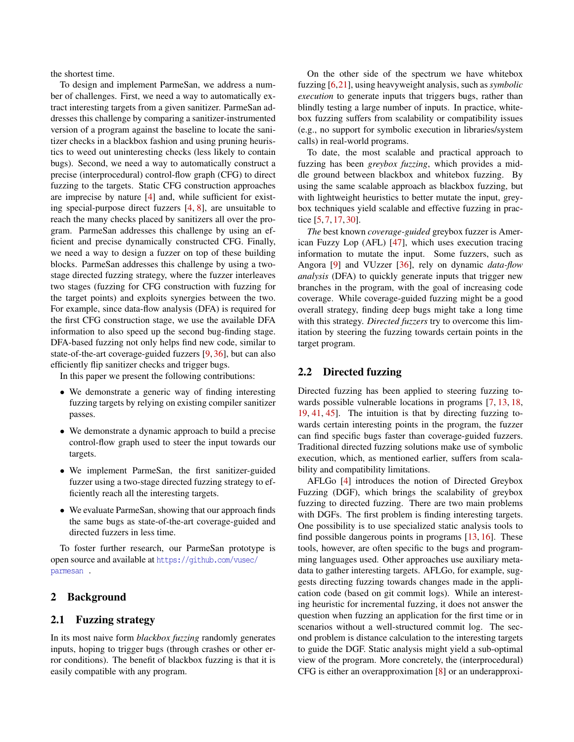the shortest time.

To design and implement ParmeSan, we address a number of challenges. First, we need a way to automatically extract interesting targets from a given sanitizer. ParmeSan addresses this challenge by comparing a sanitizer-instrumented version of a program against the baseline to locate the sanitizer checks in a blackbox fashion and using pruning heuristics to weed out uninteresting checks (less likely to contain bugs). Second, we need a way to automatically construct a precise (interprocedural) control-flow graph (CFG) to direct fuzzing to the targets. Static CFG construction approaches are imprecise by nature [4] and, while sufficient for existing special-purpose direct fuzzers [4, 8], are unsuitable to reach the many checks placed by sanitizers all over the program. ParmeSan addresses this challenge by using an efficient and precise dynamically constructed CFG. Finally, we need a way to design a fuzzer on top of these building blocks. ParmeSan addresses this challenge by using a two-stage directed fuzzing strategy, where the fuzzer interleaves two stages (fuzzing for CFG construction with fuzzing for the target points) and exploits synergies between the two. For example, since data-flow analysis (DFA) is required for the first CFG construction stage, we use the available DFA information to also speed up the second bug-finding stage. DFA-based fuzzing not only helps find new code, similar to state-of-the-art coverage-guided fuzzers [9, 36], but can also efficiently flip sanitizer checks and trigger bugs.

In this paper we present the following contributions:

- We demonstrate a generic way of finding interesting fuzzing targets by relying on existing compiler sanitizer passes.
- We demonstrate a dynamic approach to build a precise control-flow graph used to steer the input towards our targets.
- We implement ParmeSan, the first sanitizer-guided fuzzer using a two-stage directed fuzzing strategy to efficiently reach all the interesting targets.
- We evaluate ParmeSan, showing that our approach finds the same bugs as state-of-the-art coverage-guided and directed fuzzers in less time.

To foster further research, our ParmeSan prototype is open source and available at https://github.com/vusec/parmesan .

## 2 Background

### 2.1 Fuzzing strategy

In its most naive form *blackbox fuzzing* randomly generates inputs, hoping to trigger bugs (through crashes or other error conditions). The benefit of blackbox fuzzing is that it is easily compatible with any program.

On the other side of the spectrum we have whitebox fuzzing [6, 21], using heavyweight analysis, such as *symbolic execution* to generate inputs that triggers bugs, rather than blindly testing a large number of inputs. In practice, whitebox fuzzing suffers from scalability or compatibility issues (e.g., no support for symbolic execution in libraries/system calls) in real-world programs.

To date, the most scalable and practical approach to fuzzing has been *greybox fuzzing*, which provides a middle ground between blackbox and whitebox fuzzing. By using the same scalable approach as blackbox fuzzing, but with lightweight heuristics to better mutate the input, greybox techniques yield scalable and effective fuzzing in practice [5, 7, 17, 30].

*The* best known *coverage-guided* greybox fuzzer is American Fuzzy Lop (AFL) [47], which uses execution tracing information to mutate the input. Some fuzzers, such as Angora [9] and VUzzer [36], rely on dynamic *data-flow analysis* (DFA) to quickly generate inputs that trigger new branches in the program, with the goal of increasing code coverage. While coverage-guided fuzzing might be a good overall strategy, finding deep bugs might take a long time with this strategy. *Directed fuzzers* try to overcome this limitation by steering the fuzzing towards certain points in the target program.

### 2.2 Directed fuzzing

Directed fuzzing has been applied to steering fuzzing towards possible vulnerable locations in programs [7, 13, 18, 19, 41, 45]. The intuition is that by directing fuzzing towards certain interesting points in the program, the fuzzer can find specific bugs faster than coverage-guided fuzzers. Traditional directed fuzzing solutions make use of symbolic execution, which, as mentioned earlier, suffers from scalability and compatibility limitations.

AFLGo [4] introduces the notion of Directed Greybox Fuzzing (DGF), which brings the scalability of greybox fuzzing to directed fuzzing. There are two main problems with DGFs. The first problem is finding interesting targets. One possibility is to use specialized static analysis tools to find possible dangerous points in programs [13, 16]. These tools, however, are often specific to the bugs and programming languages used. Other approaches use auxiliary metadata to gather interesting targets. AFLGo, for example, suggests directing fuzzing towards changes made in the application code (based on git commit logs). While an interesting heuristic for incremental fuzzing, it does not answer the question when fuzzing an application for the first time or in scenarios without a well-structured commit log. The second problem is distance calculation to the interesting targets to guide the DGF. Static analysis might yield a sub-optimal view of the program. More concretely, the (interprocedural) CFG is either an overapproximation [8] or an underapproxi-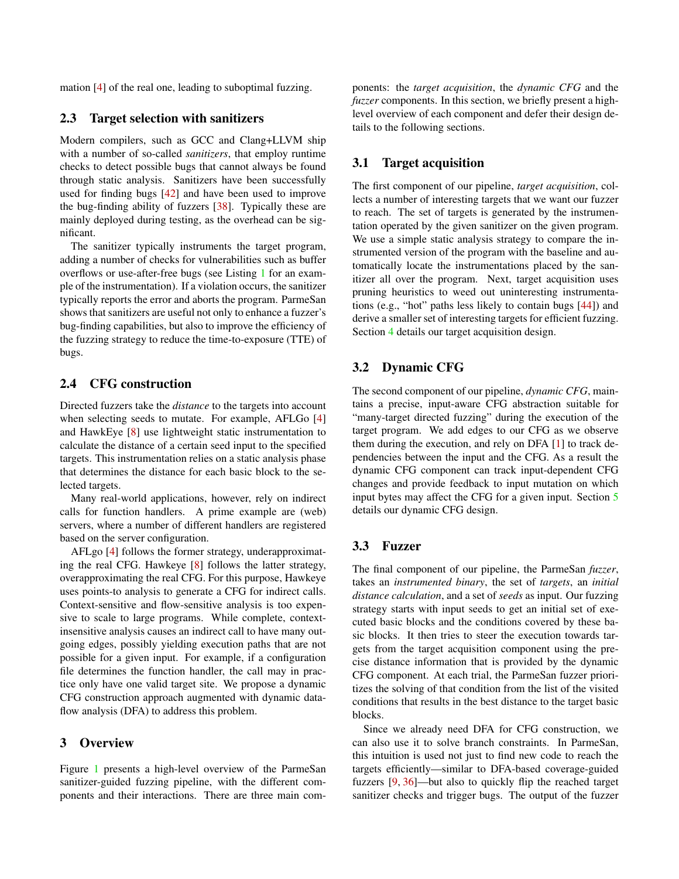mation [4] of the real one, leading to suboptimal fuzzing.

## 2.3 Target selection with sanitizers

Modern compilers, such as GCC and Clang+LLVM ship with a number of so-called *sanitizers*, that employ runtime checks to detect possible bugs that cannot always be found through static analysis. Sanitizers have been successfully used for finding bugs [42] and have been used to improve the bug-finding ability of fuzzers [38]. Typically these are mainly deployed during testing, as the overhead can be significant.

The sanitizer typically instruments the target program, adding a number of checks for vulnerabilities such as buffer overflows or use-after-free bugs (see Listing 1 for an example of the instrumentation). If a violation occurs, the sanitizer typically reports the error and aborts the program. ParmeSan shows that sanitizers are useful not only to enhance a fuzzer's bug-finding capabilities, but also to improve the efficiency of the fuzzing strategy to reduce the time-to-exposure (TTE) of bugs.

## 2.4 CFG construction

Directed fuzzers take the *distance* to the targets into account when selecting seeds to mutate. For example, AFLGo [4] and HawkEye [8] use lightweight static instrumentation to calculate the distance of a certain seed input to the specified targets. This instrumentation relies on a static analysis phase that determines the distance for each basic block to the selected targets.

Many real-world applications, however, rely on indirect calls for function handlers. A prime example are (web) servers, where a number of different handlers are registered based on the server configuration.

AFLgo [4] follows the former strategy, underapproximating the real CFG. Hawkeye [8] follows the latter strategy, overapproximating the real CFG. For this purpose, Hawkeye uses points-to analysis to generate a CFG for indirect calls. Context-sensitive and flow-sensitive analysis is too expensive to scale to large programs. While complete, context-insensitive analysis causes an indirect call to have many outgoing edges, possibly yielding execution paths that are not possible for a given input. For example, if a configuration file determines the function handler, the call may in practice only have one valid target site. We propose a dynamic CFG construction approach augmented with dynamic data-flow analysis (DFA) to address this problem.

# 3 Overview

Figure 1 presents a high-level overview of the ParmeSan sanitizer-guided fuzzing pipeline, with the different components and their interactions. There are three main components: the *target acquisition*, the *dynamic CFG* and the *fuzzer* components. In this section, we briefly present a high-level overview of each component and defer their design details to the following sections.

## 3.1 Target acquisition

The first component of our pipeline, *target acquisition*, collects a number of interesting targets that we want our fuzzer to reach. The set of targets is generated by the instrumentation operated by the given sanitizer on the given program. We use a simple static analysis strategy to compare the instrumented version of the program with the baseline and automatically locate the instrumentations placed by the sanitizer all over the program. Next, target acquisition uses pruning heuristics to weed out uninteresting instrumentations (e.g., "hot" paths less likely to contain bugs [44]) and derive a smaller set of interesting targets for efficient fuzzing. Section 4 details our target acquisition design.

## 3.2 Dynamic CFG

The second component of our pipeline, *dynamic CFG*, maintains a precise, input-aware CFG abstraction suitable for "many-target directed fuzzing" during the execution of the target program. We add edges to our CFG as we observe them during the execution, and rely on DFA [1] to track dependencies between the input and the CFG. As a result the dynamic CFG component can track input-dependent CFG changes and provide feedback to input mutation on which input bytes may affect the CFG for a given input. Section 5 details our dynamic CFG design.

## 3.3 Fuzzer

The final component of our pipeline, the ParmeSan *fuzzer*, takes an *instrumented binary*, the set of *targets*, an *initial distance calculation*, and a set of *seeds* as input. Our fuzzing strategy starts with input seeds to get an initial set of executed basic blocks and the conditions covered by these basic blocks. It then tries to steer the execution towards targets from the target acquisition component using the precise distance information that is provided by the dynamic CFG component. At each trial, the ParmeSan fuzzer prioritizes the solving of that condition from the list of the visited conditions that results in the best distance to the target basic blocks.

Since we already need DFA for CFG construction, we can also use it to solve branch constraints. In ParmeSan, this intuition is used not just to find new code to reach the targets efficiently—similar to DFA-based coverage-guided fuzzers [9, 36]—but also to quickly flip the reached target sanitizer checks and trigger bugs. The output of the fuzzer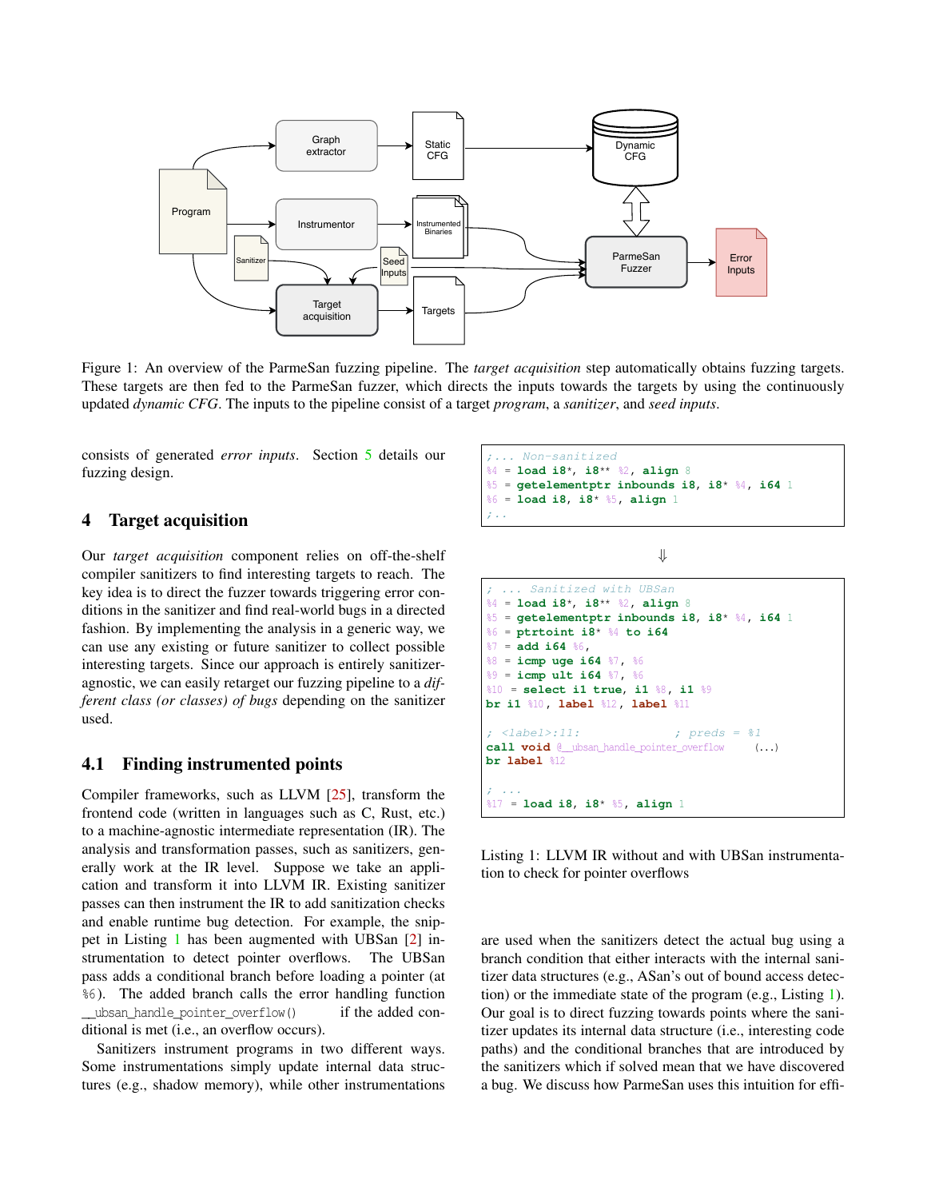Figure 1: An overview of the ParmeSan fuzzing pipeline. The *target acquisition* step automatically obtains fuzzing targets. These targets are then fed to the ParmeSan fuzzer, which directs the inputs towards the targets by using the continuously updated *dynamic CFG*. The inputs to the pipeline consist of a target *program*, a *sanitizer*, and *seed inputs*.

consists of generated *error inputs*. Section 5 details our fuzzing design.

## 4 Target acquisition

Our *target acquisition* component relies on off-the-shelf compiler sanitizers to find interesting targets to reach. The key idea is to direct the fuzzer towards triggering error conditions in the sanitizer and find real-world bugs in a directed fashion. By implementing the analysis in a generic way, we can use any existing or future sanitizer to collect possible interesting targets. Since our approach is entirely sanitizer-agnostic, we can easily retarget our fuzzing pipeline to a *different class (or classes) of bugs* depending on the sanitizer used.

### 4.1 Finding instrumented points

Compiler frameworks, such as LLVM [25], transform the frontend code (written in languages such as C, Rust, etc.) to a machine-agnostic intermediate representation (IR). The analysis and transformation passes, such as sanitizers, generally work at the IR level. Suppose we take an application and transform it into LLVM IR. Existing sanitizer passes can then instrument the IR to add sanitization checks and enable runtime bug detection. For example, the snippet in Listing 1 has been augmented with UBSan [2] instrumentation to detect pointer overflows. The UBSan pass adds a conditional branch before loading a pointer (at `%6`). The added branch calls the error handling function `__ubsan_handle_pointer_overflow()` if the added conditional is met (i.e., an overflow occurs).

Sanitizers instrument programs in two different ways. Some instrumentations simply update internal data structures (e.g., shadow memory), while other instrumentations are used when the sanitizers detect the actual bug using a branch condition that either interacts with the internal sanitizer data structures (e.g., ASan's out of bound access detection) or the immediate state of the program (e.g., Listing 1). Our goal is to direct fuzzing towards points where the sanitizer updates its internal data structure (i.e., interesting code paths) and the conditional branches that are introduced by the sanitizers which if solved mean that we have discovered a bug. We discuss how ParmeSan uses this intuition for effi-

```
;... Non-sanitized
%4 = load i8*, i8** %2, align 8
%5 = getelementptr inbounds i8, i8* %4, i64 1
%6 = load i8, i8* %5, align 1
;..
```

⇓

```
; ... Sanitized with UBSan
%4 = load i8*, i8** %2, align 8
%5 = getelementptr inbounds i8, i8* %4, i64 1
%6 = ptrtoint i8* %4 to i64
%7 = add i64 %6,
%8 = icmp uge i64 %7, %6
%9 = icmp ult i64 %7, %6
%10 = select i1 true, i1 %8, i1 %9
br i1 %10, label %12, label %11

; <label>:11:               ; preds = %1
call void @__ubsan_handle_pointer_overflow    (...)
br label %12

; ...
%17 = load i8, i8* %5, align 1
```

Listing 1: LLVM IR without and with UBSan instrumentation to check for pointer overflows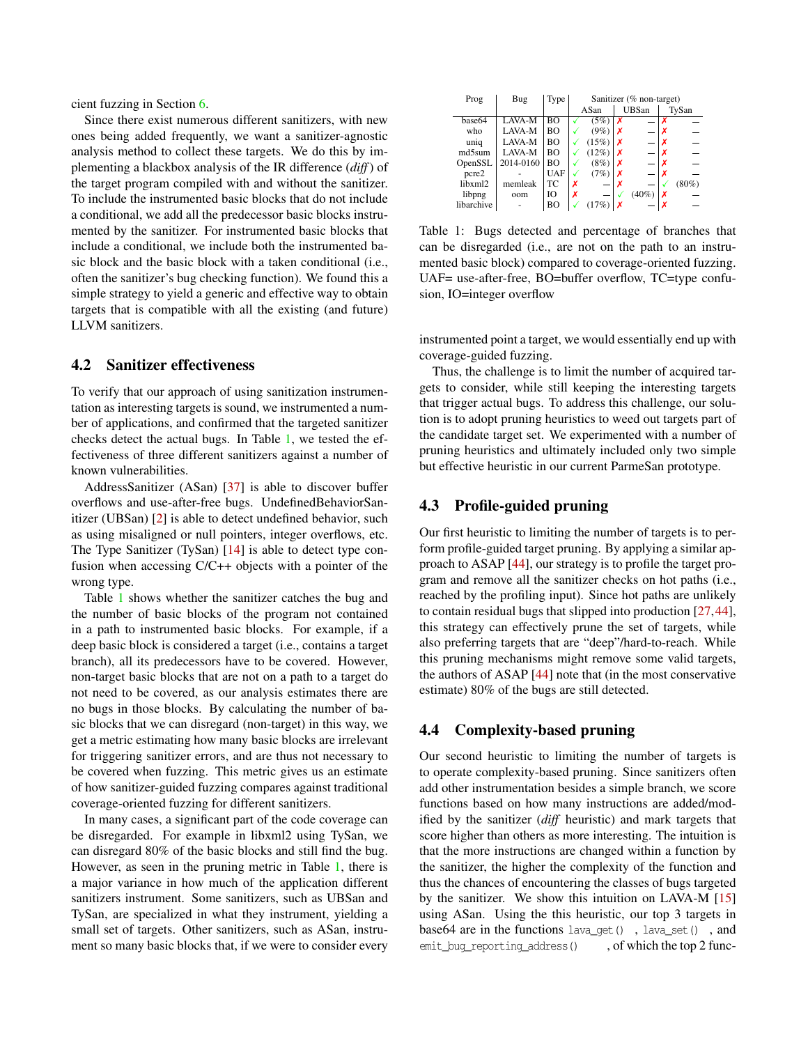cient fuzzing in Section 6.

Since there exist numerous different sanitizers, with new ones being added frequently, we want a sanitizer-agnostic analysis method to collect these targets. We do this by implementing a blackbox analysis of the IR difference (*diff*) of the target program compiled with and without the sanitizer. To include the instrumented basic blocks that do not include a conditional, we add all the predecessor basic blocks instrumented by the sanitizer. For instrumented basic blocks that include a conditional, we include both the instrumented basic block and the basic block with a taken conditional (i.e., often the sanitizer's bug checking function). We found this a simple strategy to yield a generic and effective way to obtain targets that is compatible with all the existing (and future) LLVM sanitizers.

## 4.2 Sanitizer effectiveness

To verify that our approach of using sanitization instrumentation as interesting targets is sound, we instrumented a number of applications, and confirmed that the targeted sanitizer checks detect the actual bugs. In Table 1, we tested the effectiveness of three different sanitizers against a number of known vulnerabilities.

AddressSanitizer (ASan) [37] is able to discover buffer overflows and use-after-free bugs. UndefinedBehaviorSanitizer (UBSan) [2] is able to detect undefined behavior, such as using misaligned or null pointers, integer overflows, etc. The Type Sanitizer (TySan) [14] is able to detect type confusion when accessing C/C++ objects with a pointer of the wrong type.

Table 1 shows whether the sanitizer catches the bug and the number of basic blocks of the program not contained in a path to instrumented basic blocks. For example, if a deep basic block is considered a target (i.e., contains a target branch), all its predecessors have to be covered. However, non-target basic blocks that are not on a path to a target do not need to be covered, as our analysis estimates there are no bugs in those blocks. By calculating the number of basic blocks that we can disregard (non-target) in this way, we get a metric estimating how many basic blocks are irrelevant for triggering sanitizer errors, and are thus not necessary to be covered when fuzzing. This metric gives us an estimate of how sanitizer-guided fuzzing compares against traditional coverage-oriented fuzzing for different sanitizers.

In many cases, a significant part of the code coverage can be disregarded. For example in libxml2 using TySan, we can disregard 80% of the basic blocks and still find the bug. However, as seen in the pruning metric in Table 1, there is a major variance in how much of the application different sanitizers instrument. Some sanitizers, such as UBSan and TySan, are specialized in what they instrument, yielding a small set of targets. Other sanitizers, such as ASan, instrument so many basic blocks that, if we were to consider every

| Prog | Bug | Type | Sanitizer (% non-target) | | | | | |
|---|---|---|---|---|---|---|---|---|
| | | | ASan | | UBSan | | TySan | |
| base64 | LAVA-M | BO | ✓ | (5%) | ✗ | — | ✗ | — |
| who | LAVA-M | BO | ✓ | (9%) | ✗ | — | ✗ | — |
| uniq | LAVA-M | BO | ✓ | (15%) | ✗ | — | ✗ | — |
| md5sum | LAVA-M | BO | ✓ | (12%) | ✗ | — | ✗ | — |
| OpenSSL | 2014-0160 | BO | ✓ | (8%) | ✗ | — | ✗ | — |
| pcre2 | - | UAF | ✓ | (7%) | ✗ | — | ✗ | — |
| libxml2 | memleak | TC | ✗ | — | ✗ | — | ✓ | (80%) |
| libpng | oom | IO | ✗ | — | ✓ | (40%) | ✗ | — |
| libarchive | - | BO | ✓ | (17%) | ✗ | — | ✗ | — |

Table 1: Bugs detected and percentage of branches that can be disregarded (i.e., are not on the path to an instrumented basic block) compared to coverage-oriented fuzzing. UAF= use-after-free, BO=buffer overflow, TC=type confusion, IO=integer overflow

instrumented point a target, we would essentially end up with coverage-guided fuzzing.

Thus, the challenge is to limit the number of acquired targets to consider, while still keeping the interesting targets that trigger actual bugs. To address this challenge, our solution is to adopt pruning heuristics to weed out targets part of the candidate target set. We experimented with a number of pruning heuristics and ultimately included only two simple but effective heuristic in our current ParmeSan prototype.

## 4.3 Profile-guided pruning

Our first heuristic to limiting the number of targets is to perform profile-guided target pruning. By applying a similar approach to ASAP [44], our strategy is to profile the target program and remove all the sanitizer checks on hot paths (i.e., reached by the profiling input). Since hot paths are unlikely to contain residual bugs that slipped into production [27,44], this strategy can effectively prune the set of targets, while also preferring targets that are "deep"/hard-to-reach. While this pruning mechanisms might remove some valid targets, the authors of ASAP [44] note that (in the most conservative estimate) 80% of the bugs are still detected.

## 4.4 Complexity-based pruning

Our second heuristic to limiting the number of targets is to operate complexity-based pruning. Since sanitizers often add other instrumentation besides a simple branch, we score functions based on how many instructions are added/modified by the sanitizer (*diff* heuristic) and mark targets that score higher than others as more interesting. The intuition is that the more instructions are changed within a function by the sanitizer, the higher the complexity of the function and thus the chances of encountering the classes of bugs targeted by the sanitizer. We show this intuition on LAVA-M [15] using ASan. Using the this heuristic, our top 3 targets in base64 are in the functions `lava_get()`, `lava_set()`, and `emit_bug_reporting_address()`, of which the top 2 func-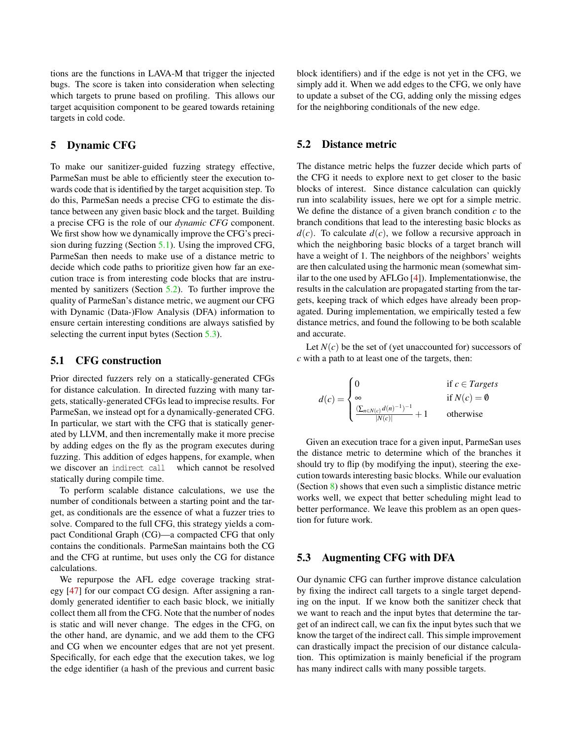tions are the functions in LAVA-M that trigger the injected bugs. The score is taken into consideration when selecting which targets to prune based on profiling. This allows our target acquisition component to be geared towards retaining targets in cold code.

## 5 Dynamic CFG

To make our sanitizer-guided fuzzing strategy effective, ParmeSan must be able to efficiently steer the execution towards code that is identified by the target acquisition step. To do this, ParmeSan needs a precise CFG to estimate the distance between any given basic block and the target. Building a precise CFG is the role of our *dynamic CFG* component. We first show how we dynamically improve the CFG's precision during fuzzing (Section 5.1). Using the improved CFG, ParmeSan then needs to make use of a distance metric to decide which code paths to prioritize given how far an execution trace is from interesting code blocks that are instrumented by sanitizers (Section 5.2). To further improve the quality of ParmeSan's distance metric, we augment our CFG with Dynamic (Data-)Flow Analysis (DFA) information to ensure certain interesting conditions are always satisfied by selecting the current input bytes (Section 5.3).

### 5.1 CFG construction

Prior directed fuzzers rely on a statically-generated CFGs for distance calculation. In directed fuzzing with many targets, statically-generated CFGs lead to imprecise results. For ParmeSan, we instead opt for a dynamically-generated CFG. In particular, we start with the CFG that is statically generated by LLVM, and then incrementally make it more precise by adding edges on the fly as the program executes during fuzzing. This addition of edges happens, for example, when we discover an `indirect call` which cannot be resolved statically during compile time.

To perform scalable distance calculations, we use the number of conditionals between a starting point and the target, as conditionals are the essence of what a fuzzer tries to solve. Compared to the full CFG, this strategy yields a compact Conditional Graph (CG)—a compacted CFG that only contains the conditionals. ParmeSan maintains both the CG and the CFG at runtime, but uses only the CG for distance calculations.

We repurpose the AFL edge coverage tracking strategy [47] for our compact CG design. After assigning a randomly generated identifier to each basic block, we initially collect them all from the CFG. Note that the number of nodes is static and will never change. The edges in the CFG, on the other hand, are dynamic, and we add them to the CFG and CG when we encounter edges that are not yet present. Specifically, for each edge that the execution takes, we log the edge identifier (a hash of the previous and current basic block identifiers) and if the edge is not yet in the CFG, we simply add it. When we add edges to the CFG, we only have to update a subset of the CG, adding only the missing edges for the neighboring conditionals of the new edge.

### 5.2 Distance metric

The distance metric helps the fuzzer decide which parts of the CFG it needs to explore next to get closer to the basic blocks of interest. Since distance calculation can quickly run into scalability issues, here we opt for a simple metric. We define the distance of a given branch condition $c$ to the branch conditions that lead to the interesting basic blocks as $d(c)$. To calculate $d(c)$, we follow a recursive approach in which the neighboring basic blocks of a target branch will have a weight of 1. The neighbors of the neighbors' weights are then calculated using the harmonic mean (somewhat similar to the one used by AFLGo [4]). Implementationwise, the results in the calculation are propagated starting from the targets, keeping track of which edges have already been propagated. During implementation, we empirically tested a few distance metrics, and found the following to be both scalable and accurate.

Let $N(c)$ be the set of (yet unaccounted for) successors of $c$ with a path to at least one of the targets, then:

$$d(c) = \begin{cases} 0 & \text{if } c \in \mathit{Targets} \\ \infty & \text{if } N(c) = \emptyset \\ \frac{(\sum_{n \in N(c)} d(n)^{-1})^{-1}}{|N(c)|} + 1 & \text{otherwise} \end{cases}$$

Given an execution trace for a given input, ParmeSan uses the distance metric to determine which of the branches it should try to flip (by modifying the input), steering the execution towards interesting basic blocks. While our evaluation (Section 8) shows that even such a simplistic distance metric works well, we expect that better scheduling might lead to better performance. We leave this problem as an open question for future work.

### 5.3 Augmenting CFG with DFA

Our dynamic CFG can further improve distance calculation by fixing the indirect call targets to a single target depending on the input. If we know both the sanitizer check that we want to reach and the input bytes that determine the target of an indirect call, we can fix the input bytes such that we know the target of the indirect call. This simple improvement can drastically impact the precision of our distance calculation. This optimization is mainly beneficial if the program has many indirect calls with many possible targets.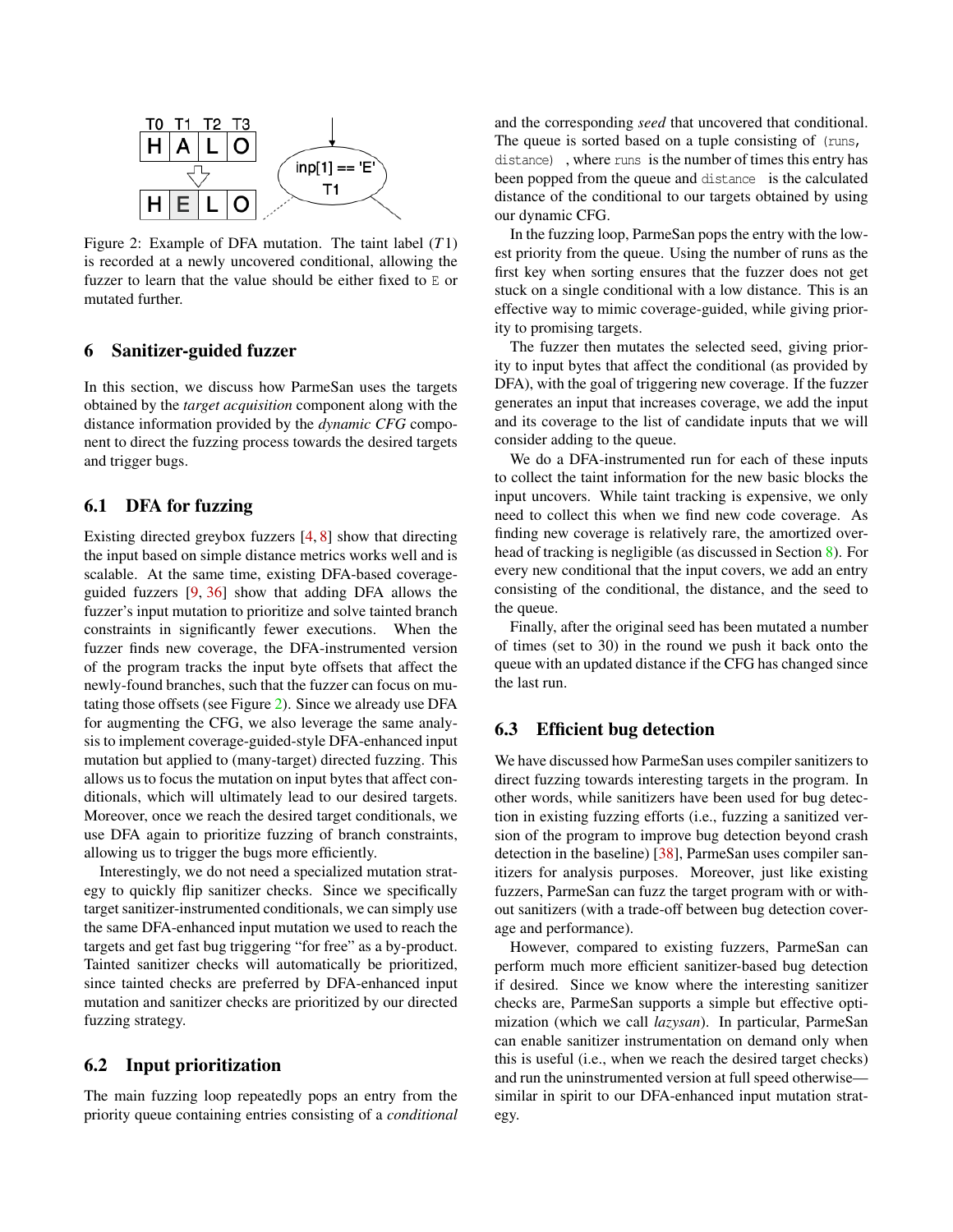Figure 2: Example of DFA mutation. The taint label ($T1$) is recorded at a newly uncovered conditional, allowing the fuzzer to learn that the value should be either fixed to `E` or mutated further.

## 6 Sanitizer-guided fuzzer

In this section, we discuss how ParmeSan uses the targets obtained by the *target acquisition* component along with the distance information provided by the *dynamic CFG* component to direct the fuzzing process towards the desired targets and trigger bugs.

### 6.1 DFA for fuzzing

Existing directed greybox fuzzers [4, 8] show that directing the input based on simple distance metrics works well and is scalable. At the same time, existing DFA-based coverage-guided fuzzers [9, 36] show that adding DFA allows the fuzzer's input mutation to prioritize and solve tainted branch constraints in significantly fewer executions. When the fuzzer finds new coverage, the DFA-instrumented version of the program tracks the input byte offsets that affect the newly-found branches, such that the fuzzer can focus on mutating those offsets (see Figure 2). Since we already use DFA for augmenting the CFG, we also leverage the same analysis to implement coverage-guided-style DFA-enhanced input mutation but applied to (many-target) directed fuzzing. This allows us to focus the mutation on input bytes that affect conditionals, which will ultimately lead to our desired targets. Moreover, once we reach the desired target conditionals, we use DFA again to prioritize fuzzing of branch constraints, allowing us to trigger the bugs more efficiently.

Interestingly, we do not need a specialized mutation strategy to quickly flip sanitizer checks. Since we specifically target sanitizer-instrumented conditionals, we can simply use the same DFA-enhanced input mutation we used to reach the targets and get fast bug triggering "for free" as a by-product. Tainted sanitizer checks will automatically be prioritized, since tainted checks are preferred by DFA-enhanced input mutation and sanitizer checks are prioritized by our directed fuzzing strategy.

### 6.2 Input prioritization

The main fuzzing loop repeatedly pops an entry from the priority queue containing entries consisting of a *conditional* and the corresponding *seed* that uncovered that conditional. The queue is sorted based on a tuple consisting of `(runs, distance)` , where `runs` is the number of times this entry has been popped from the queue and `distance` is the calculated distance of the conditional to our targets obtained by using our dynamic CFG.

In the fuzzing loop, ParmeSan pops the entry with the lowest priority from the queue. Using the number of runs as the first key when sorting ensures that the fuzzer does not get stuck on a single conditional with a low distance. This is an effective way to mimic coverage-guided, while giving priority to promising targets.

The fuzzer then mutates the selected seed, giving priority to input bytes that affect the conditional (as provided by DFA), with the goal of triggering new coverage. If the fuzzer generates an input that increases coverage, we add the input and its coverage to the list of candidate inputs that we will consider adding to the queue.

We do a DFA-instrumented run for each of these inputs to collect the taint information for the new basic blocks the input uncovers. While taint tracking is expensive, we only need to collect this when we find new code coverage. As finding new coverage is relatively rare, the amortized overhead of tracking is negligible (as discussed in Section 8). For every new conditional that the input covers, we add an entry consisting of the conditional, the distance, and the seed to the queue.

Finally, after the original seed has been mutated a number of times (set to 30) in the round we push it back onto the queue with an updated distance if the CFG has changed since the last run.

### 6.3 Efficient bug detection

We have discussed how ParmeSan uses compiler sanitizers to direct fuzzing towards interesting targets in the program. In other words, while sanitizers have been used for bug detection in existing fuzzing efforts (i.e., fuzzing a sanitized version of the program to improve bug detection beyond crash detection in the baseline) [38], ParmeSan uses compiler sanitizers for analysis purposes. Moreover, just like existing fuzzers, ParmeSan can fuzz the target program with or without sanitizers (with a trade-off between bug detection coverage and performance).

However, compared to existing fuzzers, ParmeSan can perform much more efficient sanitizer-based bug detection if desired. Since we know where the interesting sanitizer checks are, ParmeSan supports a simple but effective optimization (which we call *lazysan*). In particular, ParmeSan can enable sanitizer instrumentation on demand only when this is useful (i.e., when we reach the desired target checks) and run the uninstrumented version at full speed otherwise—similar in spirit to our DFA-enhanced input mutation strategy.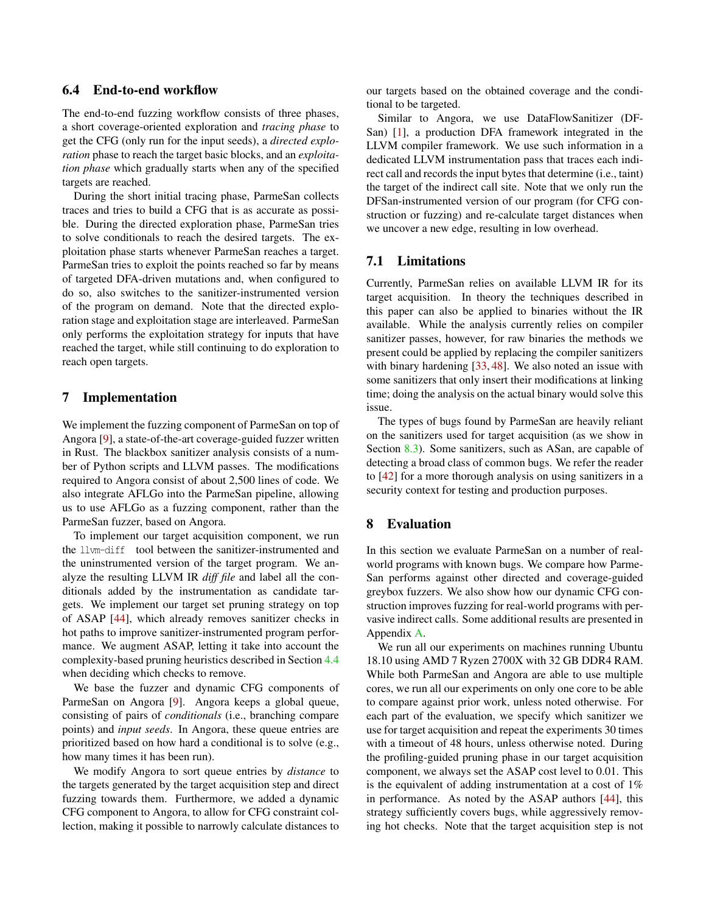### 6.4 End-to-end workflow

The end-to-end fuzzing workflow consists of three phases, a short coverage-oriented exploration and *tracing phase* to get the CFG (only run for the input seeds), a *directed exploration* phase to reach the target basic blocks, and an *exploitation phase* which gradually starts when any of the specified targets are reached.

During the short initial tracing phase, ParmeSan collects traces and tries to build a CFG that is as accurate as possible. During the directed exploration phase, ParmeSan tries to solve conditionals to reach the desired targets. The exploitation phase starts whenever ParmeSan reaches a target. ParmeSan tries to exploit the points reached so far by means of targeted DFA-driven mutations and, when configured to do so, also switches to the sanitizer-instrumented version of the program on demand. Note that the directed exploration stage and exploitation stage are interleaved. ParmeSan only performs the exploitation strategy for inputs that have reached the target, while still continuing to do exploration to reach open targets.

## 7 Implementation

We implement the fuzzing component of ParmeSan on top of Angora [9], a state-of-the-art coverage-guided fuzzer written in Rust. The blackbox sanitizer analysis consists of a number of Python scripts and LLVM passes. The modifications required to Angora consist of about 2,500 lines of code. We also integrate AFLGo into the ParmeSan pipeline, allowing us to use AFLGo as a fuzzing component, rather than the ParmeSan fuzzer, based on Angora.

To implement our target acquisition component, we run the `llvm-diff` tool between the sanitizer-instrumented and the uninstrumented version of the target program. We analyze the resulting LLVM IR *diff file* and label all the conditionals added by the instrumentation as candidate targets. We implement our target set pruning strategy on top of ASAP [44], which already removes sanitizer checks in hot paths to improve sanitizer-instrumented program performance. We augment ASAP, letting it take into account the complexity-based pruning heuristics described in Section 4.4 when deciding which checks to remove.

We base the fuzzer and dynamic CFG components of ParmeSan on Angora [9]. Angora keeps a global queue, consisting of pairs of *conditionals* (i.e., branching compare points) and *input seeds*. In Angora, these queue entries are prioritized based on how hard a conditional is to solve (e.g., how many times it has been run).

We modify Angora to sort queue entries by *distance* to the targets generated by the target acquisition step and direct fuzzing towards them. Furthermore, we added a dynamic CFG component to Angora, to allow for CFG constraint collection, making it possible to narrowly calculate distances to our targets based on the obtained coverage and the conditional to be targeted.

Similar to Angora, we use DataFlowSanitizer (DFSan) [1], a production DFA framework integrated in the LLVM compiler framework. We use such information in a dedicated LLVM instrumentation pass that traces each indirect call and records the input bytes that determine (i.e., taint) the target of the indirect call site. Note that we only run the DFSan-instrumented version of our program (for CFG construction or fuzzing) and re-calculate target distances when we uncover a new edge, resulting in low overhead.

### 7.1 Limitations

Currently, ParmeSan relies on available LLVM IR for its target acquisition. In theory the techniques described in this paper can also be applied to binaries without the IR available. While the analysis currently relies on compiler sanitizer passes, however, for raw binaries the methods we present could be applied by replacing the compiler sanitizers with binary hardening [33, 48]. We also noted an issue with some sanitizers that only insert their modifications at linking time; doing the analysis on the actual binary would solve this issue.

The types of bugs found by ParmeSan are heavily reliant on the sanitizers used for target acquisition (as we show in Section 8.3). Some sanitizers, such as ASan, are capable of detecting a broad class of common bugs. We refer the reader to [42] for a more thorough analysis on using sanitizers in a security context for testing and production purposes.

## 8 Evaluation

In this section we evaluate ParmeSan on a number of real-world programs with known bugs. We compare how ParmeSan performs against other directed and coverage-guided greybox fuzzers. We also show how our dynamic CFG construction improves fuzzing for real-world programs with pervasive indirect calls. Some additional results are presented in Appendix A.

We run all our experiments on machines running Ubuntu 18.10 using AMD 7 Ryzen 2700X with 32 GB DDR4 RAM. While both ParmeSan and Angora are able to use multiple cores, we run all our experiments on only one core to be able to compare against prior work, unless noted otherwise. For each part of the evaluation, we specify which sanitizer we use for target acquisition and repeat the experiments 30 times with a timeout of 48 hours, unless otherwise noted. During the profiling-guided pruning phase in our target acquisition component, we always set the ASAP cost level to 0.01. This is the equivalent of adding instrumentation at a cost of 1% in performance. As noted by the ASAP authors [44], this strategy sufficiently covers bugs, while aggressively removing hot checks. Note that the target acquisition step is not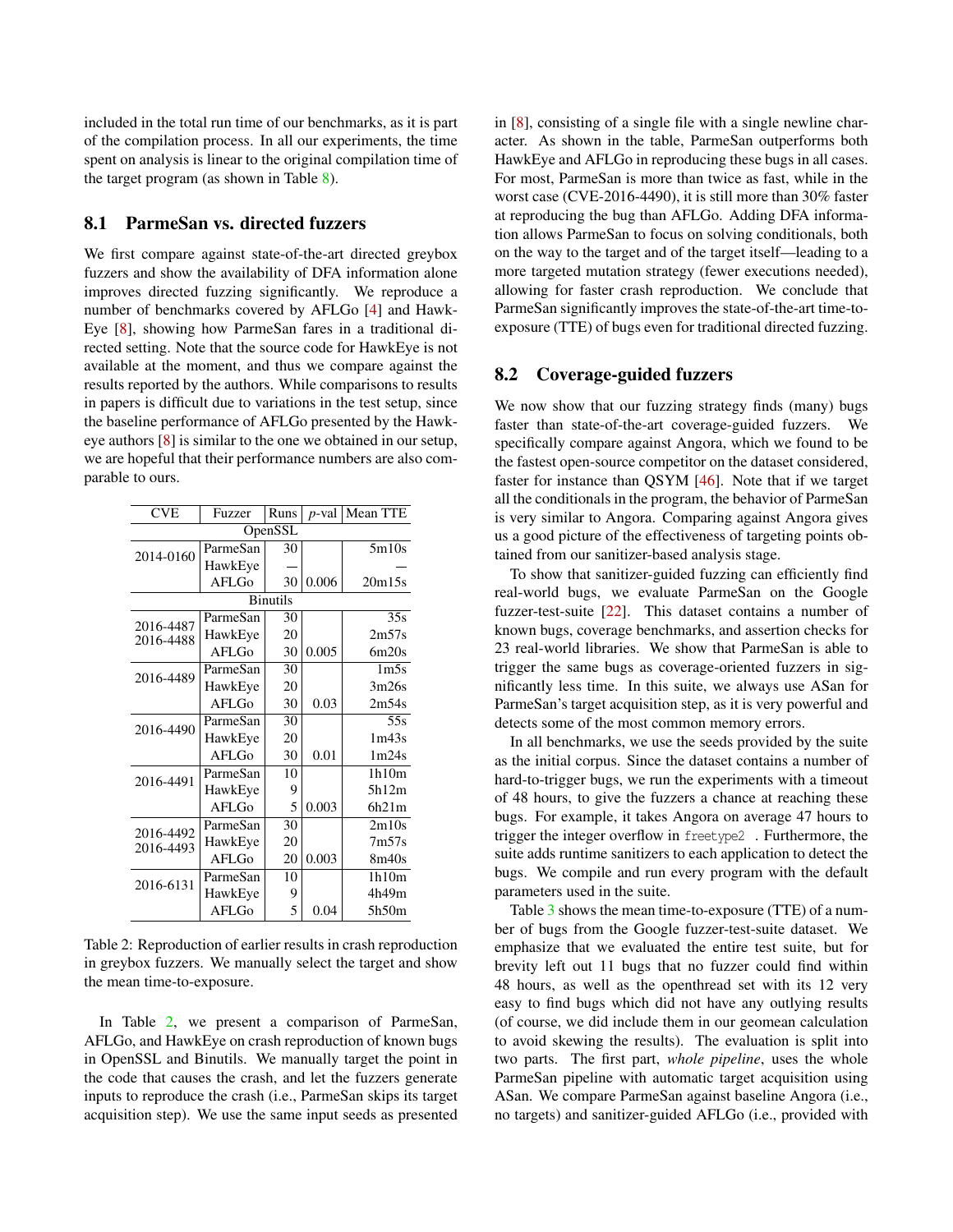included in the total run time of our benchmarks, as it is part of the compilation process. In all our experiments, the time spent on analysis is linear to the original compilation time of the target program (as shown in Table 8).

## 8.1 ParmeSan vs. directed fuzzers

We first compare against state-of-the-art directed greybox fuzzers and show the availability of DFA information alone improves directed fuzzing significantly. We reproduce a number of benchmarks covered by AFLGo [4] and HawkEye [8], showing how ParmeSan fares in a traditional directed setting. Note that the source code for HawkEye is not available at the moment, and thus we compare against the results reported by the authors. While comparisons to results in papers is difficult due to variations in the test setup, since the baseline performance of AFLGo presented by the Hawkeye authors [8] is similar to the one we obtained in our setup, we are hopeful that their performance numbers are also comparable to ours.

| CVE | Fuzzer | Runs | $p$-val | Mean TTE |
|---|---|---|---|---|
| OpenSSL | | | | |
| 2014-0160 | ParmeSan | 30 | | 5m10s |
| | HawkEye | — | | — |
| | AFLGo | 30 | 0.006 | 20m15s |
| Binutils | | | | |
| 2016-4487 2016-4488 | ParmeSan | 30 | | 35s |
| | HawkEye | 20 | | 2m57s |
| | AFLGo | 30 | 0.005 | 6m20s |
| 2016-4489 | ParmeSan | 30 | | 1m5s |
| | HawkEye | 20 | | 3m26s |
| | AFLGo | 30 | 0.03 | 2m54s |
| 2016-4490 | ParmeSan | 30 | | 55s |
| | HawkEye | 20 | | 1m43s |
| | AFLGo | 30 | 0.01 | 1m24s |
| 2016-4491 | ParmeSan | 10 | | 1h10m |
| | HawkEye | 9 | | 5h12m |
| | AFLGo | 5 | 0.003 | 6h21m |
| 2016-4492 2016-4493 | ParmeSan | 30 | | 2m10s |
| | HawkEye | 20 | | 7m57s |
| | AFLGo | 20 | 0.003 | 8m40s |
| 2016-6131 | ParmeSan | 10 | | 1h10m |
| | HawkEye | 9 | | 4h49m |
| | AFLGo | 5 | 0.04 | 5h50m |

Table 2: Reproduction of earlier results in crash reproduction in greybox fuzzers. We manually select the target and show the mean time-to-exposure.

In Table 2, we present a comparison of ParmeSan, AFLGo, and HawkEye on crash reproduction of known bugs in OpenSSL and Binutils. We manually target the point in the code that causes the crash, and let the fuzzers generate inputs to reproduce the crash (i.e., ParmeSan skips its target acquisition step). We use the same input seeds as presented in [8], consisting of a single file with a single newline character. As shown in the table, ParmeSan outperforms both HawkEye and AFLGo in reproducing these bugs in all cases. For most, ParmeSan is more than twice as fast, while in the worst case (CVE-2016-4490), it is still more than 30% faster at reproducing the bug than AFLGo. Adding DFA information allows ParmeSan to focus on solving conditionals, both on the way to the target and of the target itself—leading to a more targeted mutation strategy (fewer executions needed), allowing for faster crash reproduction. We conclude that ParmeSan significantly improves the state-of-the-art time-to-exposure (TTE) of bugs even for traditional directed fuzzing.

## 8.2 Coverage-guided fuzzers

We now show that our fuzzing strategy finds (many) bugs faster than state-of-the-art coverage-guided fuzzers. We specifically compare against Angora, which we found to be the fastest open-source competitor on the dataset considered, faster for instance than QSYM [46]. Note that if we target all the conditionals in the program, the behavior of ParmeSan is very similar to Angora. Comparing against Angora gives us a good picture of the effectiveness of targeting points obtained from our sanitizer-based analysis stage.

To show that sanitizer-guided fuzzing can efficiently find real-world bugs, we evaluate ParmeSan on the Google fuzzer-test-suite [22]. This dataset contains a number of known bugs, coverage benchmarks, and assertion checks for 23 real-world libraries. We show that ParmeSan is able to trigger the same bugs as coverage-oriented fuzzers in significantly less time. In this suite, we always use ASan for ParmeSan's target acquisition step, as it is very powerful and detects some of the most common memory errors.

In all benchmarks, we use the seeds provided by the suite as the initial corpus. Since the dataset contains a number of hard-to-trigger bugs, we run the experiments with a timeout of 48 hours, to give the fuzzers a chance at reaching these bugs. For example, it takes Angora on average 47 hours to trigger the integer overflow in `freetype2`. Furthermore, the suite adds runtime sanitizers to each application to detect the bugs. We compile and run every program with the default parameters used in the suite.

Table 3 shows the mean time-to-exposure (TTE) of a number of bugs from the Google fuzzer-test-suite dataset. We emphasize that we evaluated the entire test suite, but for brevity left out 11 bugs that no fuzzer could find within 48 hours, as well as the openthread set with its 12 very easy to find bugs which did not have any outlying results (of course, we did include them in our geomean calculation to avoid skewing the results). The evaluation is split into two parts. The first part, *whole pipeline*, uses the whole ParmeSan pipeline with automatic target acquisition using ASan. We compare ParmeSan against baseline Angora (i.e., no targets) and sanitizer-guided AFLGo (i.e., provided with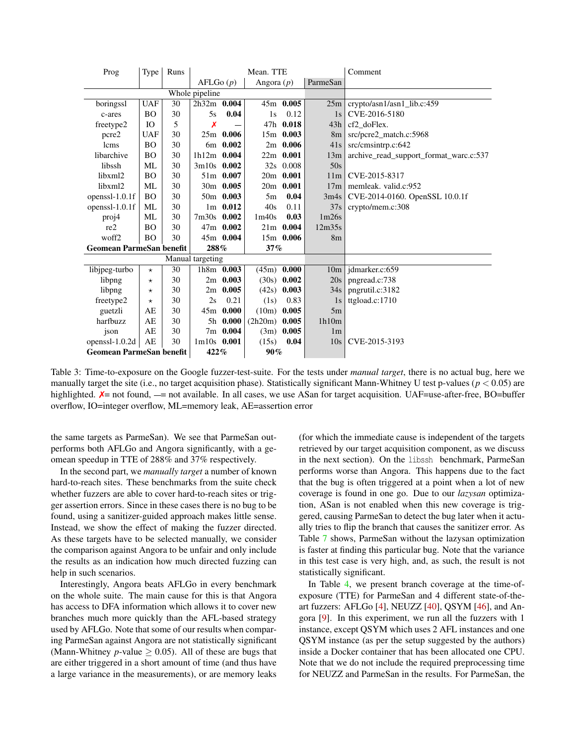| Prog | Type | Runs | Mean. TTE | | | | | Comment |
|---|---|---|---|---|---|---|---|---|
| | | | AFLGo ($p$) | | Angora ($p$) | | ParmeSan | |
| Whole pipeline | | | | | | | | |
| boringssl | UAF | 30 | 2h32m | **0.004** | 45m | **0.005** | 25m | crypto/asn1/asn1_lib.c:459 |
| c-ares | BO | 30 | 5s | **0.04** | 1s | 0.12 | 1s | CVE-2016-5180 |
| freetype2 | IO | 5 | ✗ | — | 47h | **0.018** | 43h | cf2_doFlex. |
| pcre2 | UAF | 30 | 25m | **0.006** | 15m | **0.003** | 8m | src/pcre2_match.c:5968 |
| lcms | BO | 30 | 6m | **0.002** | 2m | **0.006** | 41s | src/cmsintrp.c:642 |
| libarchive | BO | 30 | 1h12m | **0.004** | 22m | **0.001** | 13m | archive_read_support_format_warc.c:537 |
| libssh | ML | 30 | 3m10s | **0.002** | 32s | 0.008 | 50s | |
| libxml2 | BO | 30 | 51m | **0.007** | 20m | **0.001** | 11m | CVE-2015-8317 |
| libxml2 | ML | 30 | 30m | **0.005** | 20m | **0.001** | 17m | memleak. valid.c:952 |
| openssl-1.0.1f | BO | 30 | 50m | **0.003** | 5m | **0.04** | 3m4s | CVE-2014-0160. OpenSSL 10.0.1f |
| openssl-1.0.1f | ML | 30 | 1m | **0.012** | 40s | 0.11 | 37s | crypto/mem.c:308 |
| proj4 | ML | 30 | 7m30s | **0.002** | 1m40s | **0.03** | 1m26s | |
| re2 | BO | 30 | 47m | **0.002** | 21m | **0.004** | 12m35s | |
| woff2 | BO | 30 | 45m | **0.004** | 15m | **0.006** | 8m | |
| **Geomean ParmeSan benefit** | | | **288%** | | **37%** | | | |
| Manual targeting | | | | | | | | |
| libjpeg-turbo | ⋆ | 30 | 1h8m | **0.003** | (45m) | **0.000** | 10m | jdmarker.c:659 |
| libpng | ⋆ | 30 | 2m | **0.003** | (30s) | **0.002** | 20s | pngread.c:738 |
| libpng | ⋆ | 30 | 2m | **0.005** | (42s) | **0.003** | 34s | pngrutil.c:3182 |
| freetype2 | ⋆ | 30 | 2s | 0.21 | (1s) | 0.83 | 1s | ttgload.c:1710 |
| guetzli | AE | 30 | 45m | **0.000** | (10m) | **0.005** | 5m | |
| harfbuzz | AE | 30 | 5h | **0.000** | (2h20m) | **0.005** | 1h10m | |
| json | AE | 30 | 7m | **0.004** | (3m) | **0.005** | 1m | |
| openssl-1.0.2d | AE | 30 | 1m10s | **0.001** | (15s) | **0.04** | 10s | CVE-2015-3193 |
| **Geomean ParmeSan benefit** | | | **422%** | | **90%** | | | |

Table 3: Time-to-exposure on the Google fuzzer-test-suite. For the tests under *manual target*, there is no actual bug, here we manually target the site (i.e., no target acquisition phase). Statistically significant Mann-Whitney U test p-values ($p < 0.05$) are highlighted. ✗= not found, —= not available. In all cases, we use ASan for target acquisition. UAF=use-after-free, BO=buffer overflow, IO=integer overflow, ML=memory leak, AE=assertion error

the same targets as ParmeSan). We see that ParmeSan outperforms both AFLGo and Angora significantly, with a geomean speedup in TTE of 288% and 37% respectively.

In the second part, we *manually target* a number of known hard-to-reach sites. These benchmarks from the suite check whether fuzzers are able to cover hard-to-reach sites or trigger assertion errors. Since in these cases there is no bug to be found, using a sanitizer-guided approach makes little sense. Instead, we show the effect of making the fuzzer directed. As these targets have to be selected manually, we consider the comparison against Angora to be unfair and only include the results as an indication how much directed fuzzing can help in such scenarios.

Interestingly, Angora beats AFLGo in every benchmark on the whole suite. The main cause for this is that Angora has access to DFA information which allows it to cover new branches much more quickly than the AFL-based strategy used by AFLGo. Note that some of our results when comparing ParmeSan against Angora are not statistically significant (Mann-Whitney $p$-value $\geq 0.05$). All of these are bugs that are either triggered in a short amount of time (and thus have a large variance in the measurements), or are memory leaks (for which the immediate cause is independent of the targets retrieved by our target acquisition component, as we discuss in the next section). On the `libssh` benchmark, ParmeSan performs worse than Angora. This happens due to the fact that the bug is often triggered at a point when a lot of new coverage is found in one go. Due to our *lazysan* optimization, ASan is not enabled when this new coverage is triggered, causing ParmeSan to detect the bug later when it actually tries to flip the branch that causes the sanitizer error. As Table 7 shows, ParmeSan without the lazysan optimization is faster at finding this particular bug. Note that the variance in this test case is very high, and, as such, the result is not statistically significant.

In Table 4, we present branch coverage at the time-of-exposure (TTE) for ParmeSan and 4 different state-of-the-art fuzzers: AFLGo [4], NEUZZ [40], QSYM [46], and Angora [9]. In this experiment, we run all the fuzzers with 1 instance, except QSYM which uses 2 AFL instances and one QSYM instance (as per the setup suggested by the authors) inside a Docker container that has been allocated one CPU. Note that we do not include the required preprocessing time for NEUZZ and ParmeSan in the results. For ParmeSan, the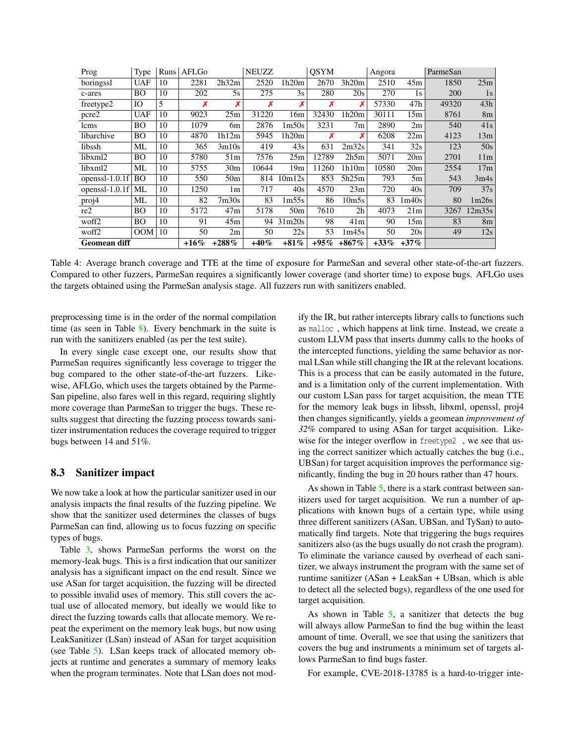| Prog | Type | Runs | AFLGo | | NEUZZ | | QSYM | | Angora | | ParmeSan | |
|---|---|---|---|---|---|---|---|---|---|---|---|---|
| boringssl | UAF | 10 | 2281 | 2h32m | 2520 | 1h20m | 2670 | 3h20m | 2510 | 45m | 1850 | 25m |
| c-ares | BO | 10 | 202 | 5s | 275 | 3s | 280 | 20s | 270 | 1s | 200 | 1s |
| freetype2 | IO | 5 | ✗ | ✗ | ✗ | ✗ | ✗ | ✗ | 57330 | 47h | 49320 | 43h |
| pcre2 | UAF | 10 | 9023 | 25m | 31220 | 16m | 32430 | 1h20m | 30111 | 15m | 8761 | 8m |
| lcms | BO | 10 | 1079 | 6m | 2876 | 1m50s | 3231 | 7m | 2890 | 2m | 540 | 41s |
| libarchive | BO | 10 | 4870 | 1h12m | 5945 | 1h20m | ✗ | ✗ | 6208 | 22m | 4123 | 13m |
| libssh | ML | 10 | 365 | 3m10s | 419 | 43s | 631 | 2m32s | 341 | 32s | 123 | 50s |
| libxml2 | BO | 10 | 5780 | 51m | 7576 | 25m | 12789 | 2h5m | 5071 | 20m | 2701 | 11m |
| libxml2 | ML | 10 | 5755 | 30m | 10644 | 19m | 11260 | 1h10m | 10580 | 20m | 2554 | 17m |
| openssl-1.0.1f | BO | 10 | 550 | 50m | 814 | 10m12s | 853 | 5h25m | 793 | 5m | 543 | 3m4s |
| openssl-1.0.1f | ML | 10 | 1250 | 1m | 717 | 40s | 4570 | 23m | 720 | 40s | 709 | 37s |
| proj4 | ML | 10 | 82 | 7m30s | 83 | 1m55s | 86 | 10m5s | 83 | 1m40s | 80 | 1m26s |
| re2 | BO | 10 | 5172 | 47m | 5178 | 50m | 7610 | 2h | 4073 | 21m | 3267 | 12m35s |
| woff2 | BO | 10 | 91 | 45m | 94 | 31m20s | 98 | 41m | 90 | 15m | 83 | 8m |
| woff2 | OOM | 10 | 50 | 2m | 50 | 22s | 53 | 1m45s | 50 | 20s | 49 | 12s |
| **Geomean diff** | | | **+16%** | **+288%** | **+40%** | **+81%** | **+95%** | **+867%** | **+33%** | **+37%** | | |

Table 4: Average branch coverage and TTE at the time of exposure for ParmeSan and several other state-of-the-art fuzzers. Compared to other fuzzers, ParmeSan requires a significantly lower coverage (and shorter time) to expose bugs. AFLGo uses the targets obtained using the ParmeSan analysis stage. All fuzzers run with sanitizers enabled.

preprocessing time is in the order of the normal compilation time (as seen in Table 8). Every benchmark in the suite is run with the sanitizers enabled (as per the test suite).

In every single case except one, our results show that ParmeSan requires significantly less coverage to trigger the bug compared to the other state-of-the-art fuzzers. Likewise, AFLGo, which uses the targets obtained by the ParmeSan pipeline, also fares well in this regard, requiring slightly more coverage than ParmeSan to trigger the bugs. These results suggest that directing the fuzzing process towards sanitizer instrumentation reduces the coverage required to trigger bugs between 14 and 51%.

## 8.3 Sanitizer impact

We now take a look at how the particular sanitizer used in our analysis impacts the final results of the fuzzing pipeline. We show that the sanitizer used determines the classes of bugs ParmeSan can find, allowing us to focus fuzzing on specific types of bugs.

Table 3, shows ParmeSan performs the worst on the memory-leak bugs. This is a first indication that our sanitizer analysis has a significant impact on the end result. Since we use ASan for target acquisition, the fuzzing will be directed to possible invalid uses of memory. This still covers the actual use of allocated memory, but ideally we would like to direct the fuzzing towards calls that allocate memory. We repeat the experiment on the memory leak bugs, but now using LeakSanitizer (LSan) instead of ASan for target acquisition (see Table 5). LSan keeps track of allocated memory objects at runtime and generates a summary of memory leaks when the program terminates. Note that LSan does not modify the IR, but rather intercepts library calls to functions such as `malloc` , which happens at link time. Instead, we create a custom LLVM pass that inserts dummy calls to the hooks of the intercepted functions, yielding the same behavior as normal LSan while still changing the IR at the relevant locations. This is a process that can be easily automated in the future, and is a limitation only of the current implementation. With our custom LSan pass for target acquisition, the mean TTE for the memory leak bugs in libssh, libxml, openssl, proj4 then changes significantly, yields a geomean *improvement of 32%* compared to using ASan for target acquisition. Likewise for the integer overflow in `freetype2` , we see that using the correct sanitizer which actually catches the bug (i.e., UBSan) for target acquisition improves the performance significantly, finding the bug in 20 hours rather than 47 hours.

As shown in Table 5, there is a stark contrast between sanitizers used for target acquisition. We run a number of applications with known bugs of a certain type, while using three different sanitizers (ASan, UBSan, and TySan) to automatically find targets. Note that triggering the bugs requires sanitizers also (as the bugs usually do not crash the program). To eliminate the variance caused by overhead of each sanitizer, we always instrument the program with the same set of runtime sanitizer (ASan + LeakSan + UBsan, which is able to detect all the selected bugs), regardless of the one used for target acquisition.

As shown in Table 5, a sanitizer that detects the bug will always allow ParmeSan to find the bug within the least amount of time. Overall, we see that using the sanitizers that covers the bug and instruments a minimum set of targets allows ParmeSan to find bugs faster.

For example, CVE-2018-13785 is a hard-to-trigger inte-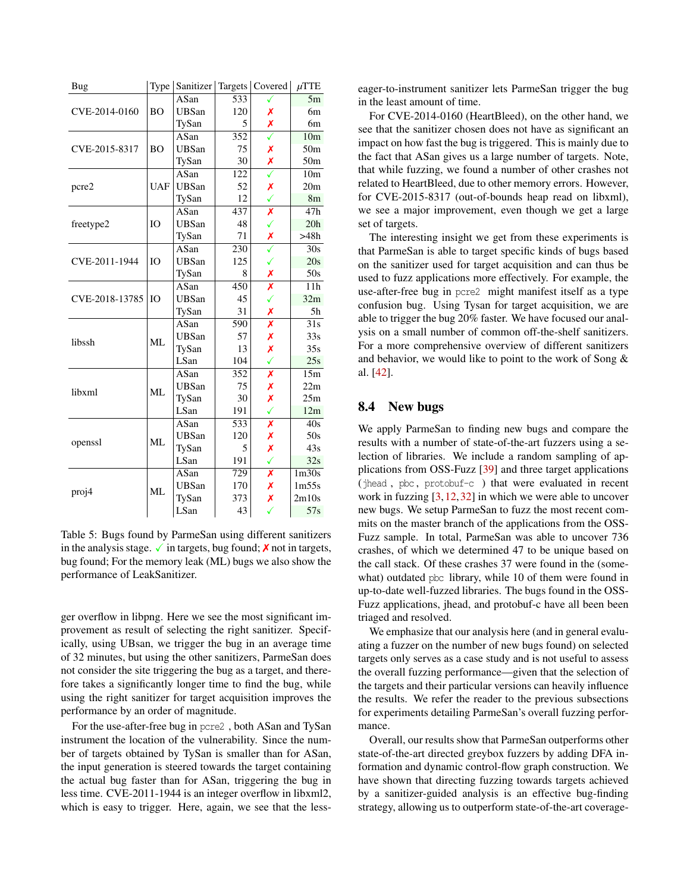| Bug | Type | Sanitizer | Targets | Covered | μTTE |
|---|---|---|---|---|---|
| CVE-2014-0160 | BO | ASan | 533 | ✓ | 5m |
| | | UBSan | 120 | ✗ | 6m |
| | | TySan | 5 | ✗ | 6m |
| CVE-2015-8317 | BO | ASan | 352 | ✓ | 10m |
| | | UBSan | 75 | ✗ | 50m |
| | | TySan | 30 | ✗ | 50m |
| pcre2 | UAF | ASan | 122 | ✓ | 10m |
| | | UBSan | 52 | ✗ | 20m |
| | | TySan | 12 | ✓ | 8m |
| freetype2 | IO | ASan | 437 | ✗ | 47h |
| | | UBSan | 48 | ✓ | 20h |
| | | TySan | 71 | ✗ | >48h |
| CVE-2011-1944 | IO | ASan | 230 | ✓ | 30s |
| | | UBSan | 125 | ✓ | 20s |
| | | TySan | 8 | ✗ | 50s |
| CVE-2018-13785 | IO | ASan | 450 | ✗ | 11h |
| | | UBSan | 45 | ✓ | 32m |
| | | TySan | 31 | ✗ | 5h |
| libssh | ML | ASan | 590 | ✗ | 31s |
| | | UBSan | 57 | ✗ | 33s |
| | | TySan | 13 | ✗ | 35s |
| | | LSan | 104 | ✓ | 25s |
| libxml | ML | ASan | 352 | ✗ | 15m |
| | | UBSan | 75 | ✗ | 22m |
| | | TySan | 30 | ✗ | 25m |
| | | LSan | 191 | ✓ | 12m |
| openssl | ML | ASan | 533 | ✗ | 40s |
| | | UBSan | 120 | ✗ | 50s |
| | | TySan | 5 | ✗ | 43s |
| | | LSan | 191 | ✓ | 32s |
| proj4 | ML | ASan | 729 | ✗ | 1m30s |
| | | UBSan | 170 | ✗ | 1m55s |
| | | TySan | 373 | ✗ | 2m10s |
| | | LSan | 43 | ✓ | 57s |

Table 5: Bugs found by ParmeSan using different sanitizers in the analysis stage. ✓ in targets, bug found; ✗ not in targets, bug found; For the memory leak (ML) bugs we also show the performance of LeakSanitizer.

ger overflow in libpng. Here we see the most significant improvement as result of selecting the right sanitizer. Specifically, using UBsan, we trigger the bug in an average time of 32 minutes, but using the other sanitizers, ParmeSan does not consider the site triggering the bug as a target, and therefore takes a significantly longer time to find the bug, while using the right sanitizer for target acquisition improves the performance by an order of magnitude.

For the use-after-free bug in `pcre2`, both ASan and TySan instrument the location of the vulnerability. Since the number of targets obtained by TySan is smaller than for ASan, the input generation is steered towards the target containing the actual bug faster than for ASan, triggering the bug in less time. CVE-2011-1944 is an integer overflow in libxml2, which is easy to trigger. Here, again, we see that the less-eager-to-instrument sanitizer lets ParmeSan trigger the bug in the least amount of time.

For CVE-2014-0160 (HeartBleed), on the other hand, we see that the sanitizer chosen does not have as significant an impact on how fast the bug is triggered. This is mainly due to the fact that ASan gives us a large number of targets. Note, that while fuzzing, we found a number of other crashes not related to HeartBleed, due to other memory errors. However, for CVE-2015-8317 (out-of-bounds heap read on libxml), we see a major improvement, even though we get a large set of targets.

The interesting insight we get from these experiments is that ParmeSan is able to target specific kinds of bugs based on the sanitizer used for target acquisition and can thus be used to fuzz applications more effectively. For example, the use-after-free bug in `pcre2` might manifest itself as a type confusion bug. Using Tysan for target acquisition, we are able to trigger the bug 20% faster. We have focused our analysis on a small number of common off-the-shelf sanitizers. For a more comprehensive overview of different sanitizers and behavior, we would like to point to the work of Song & al. [42].

### 8.4 New bugs

We apply ParmeSan to finding new bugs and compare the results with a number of state-of-the-art fuzzers using a selection of libraries. We include a random sampling of applications from OSS-Fuzz [39] and three target applications (`jhead`, `pbc`, `protobuf-c`) that were evaluated in recent work in fuzzing [3, 12, 32] in which we were able to uncover new bugs. We setup ParmeSan to fuzz the most recent commits on the master branch of the applications from the OSS-Fuzz sample. In total, ParmeSan was able to uncover 736 crashes, of which we determined 47 to be unique based on the call stack. Of these crashes 37 were found in the (somewhat) outdated `pbc` library, while 10 of them were found in up-to-date well-fuzzed libraries. The bugs found in the OSS-Fuzz applications, jhead, and protobuf-c have all been been triaged and resolved.

We emphasize that our analysis here (and in general evaluating a fuzzer on the number of new bugs found) on selected targets only serves as a case study and is not useful to assess the overall fuzzing performance—given that the selection of the targets and their particular versions can heavily influence the results. We refer the reader to the previous subsections for experiments detailing ParmeSan's overall fuzzing performance.

Overall, our results show that ParmeSan outperforms other state-of-the-art directed greybox fuzzers by adding DFA information and dynamic control-flow graph construction. We have shown that directing fuzzing towards targets achieved by a sanitizer-guided analysis is an effective bug-finding strategy, allowing us to outperform state-of-the-art coverage-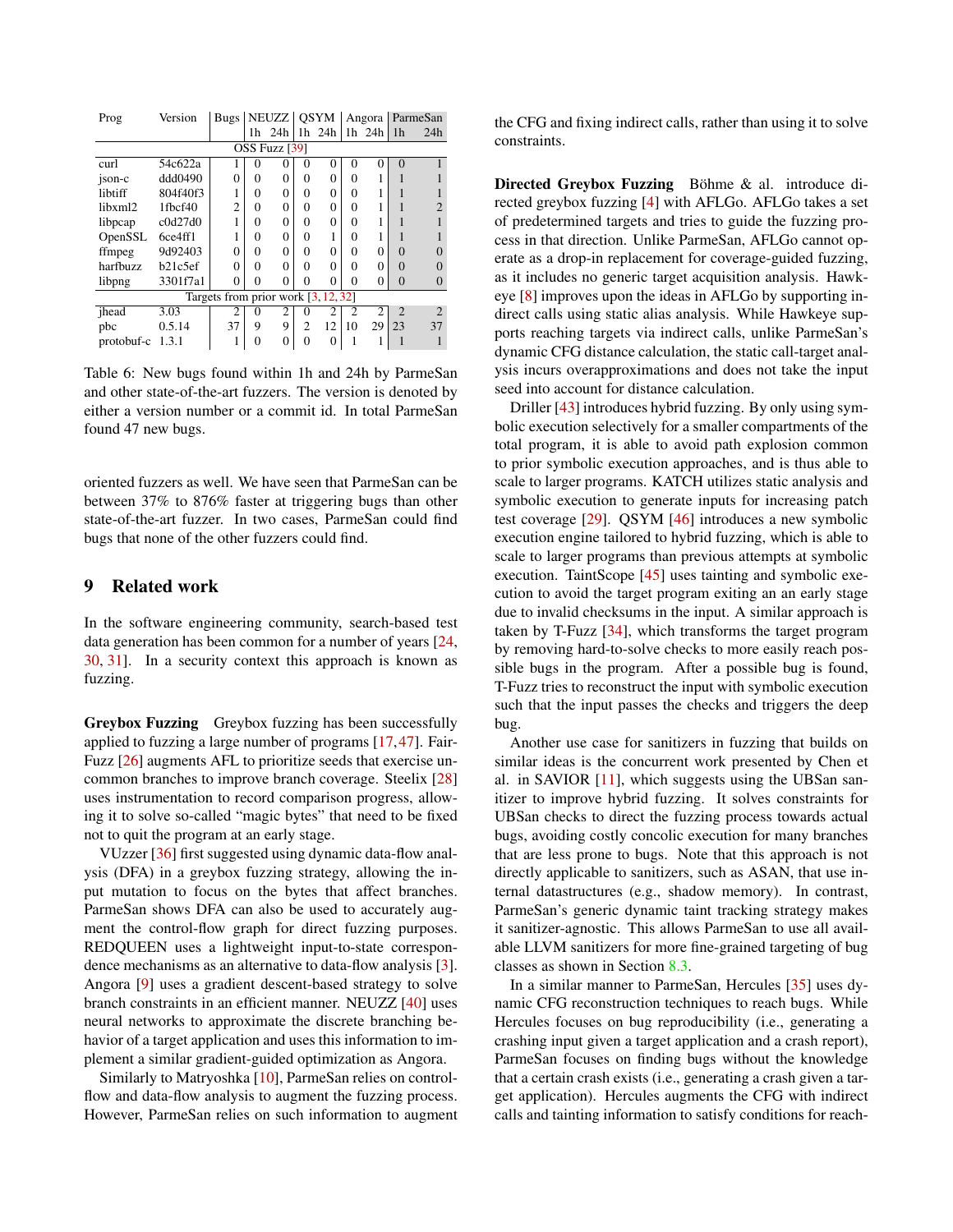| Prog | Version | Bugs | NEUZZ | | QSYM | | Angora | | ParmeSan | |
|---|---|---|---|---|---|---|---|---|---|---|
| | | | 1h | 24h | 1h | 24h | 1h | 24h | 1h | 24h |
| OSS Fuzz [39] | | | | | | | | | | |
| curl | 54c622a | 1 | 0 | 0 | 0 | 0 | 0 | 0 | 0 | 1 |
| json-c | ddd0490 | 0 | 0 | 0 | 0 | 0 | 0 | 1 | 1 | 1 |
| libtiff | 804f40f3 | 1 | 0 | 0 | 0 | 0 | 0 | 1 | 1 | 1 |
| libxml2 | 1fbcf40 | 2 | 0 | 0 | 0 | 0 | 0 | 1 | 1 | 2 |
| libpcap | c0d27d0 | 1 | 0 | 0 | 0 | 0 | 0 | 1 | 1 | 1 |
| OpenSSL | 6ce4ff1 | 1 | 0 | 0 | 0 | 1 | 0 | 1 | 1 | 1 |
| ffmpeg | 9d92403 | 0 | 0 | 0 | 0 | 0 | 0 | 0 | 0 | 0 |
| harfbuzz | b21c5ef | 0 | 0 | 0 | 0 | 0 | 0 | 0 | 0 | 0 |
| libpng | 3301f7a1 | 0 | 0 | 0 | 0 | 0 | 0 | 0 | 0 | 0 |
| Targets from prior work [3, 12, 32] | | | | | | | | | | |
| jhead | 3.03 | 2 | 0 | 2 | 0 | 2 | 2 | 2 | 2 | 2 |
| pbc | 0.5.14 | 37 | 9 | 9 | 2 | 12 | 10 | 29 | 23 | 37 |
| protobuf-c | 1.3.1 | 1 | 0 | 0 | 0 | 0 | 1 | 1 | 1 | 1 |

Table 6: New bugs found within 1h and 24h by ParmeSan and other state-of-the-art fuzzers. The version is denoted by either a version number or a commit id. In total ParmeSan found 47 new bugs.

oriented fuzzers as well. We have seen that ParmeSan can be between 37% to 876% faster at triggering bugs than other state-of-the-art fuzzer. In two cases, ParmeSan could find bugs that none of the other fuzzers could find.

## 9 Related work

In the software engineering community, search-based test data generation has been common for a number of years [24, 30, 31]. In a security context this approach is known as fuzzing.

**Greybox Fuzzing** Greybox fuzzing has been successfully applied to fuzzing a large number of programs [17, 47]. FairFuzz [26] augments AFL to prioritize seeds that exercise uncommon branches to improve branch coverage. Steelix [28] uses instrumentation to record comparison progress, allowing it to solve so-called "magic bytes" that need to be fixed not to quit the program at an early stage.

VUzzer [36] first suggested using dynamic data-flow analysis (DFA) in a greybox fuzzing strategy, allowing the input mutation to focus on the bytes that affect branches. ParmeSan shows DFA can also be used to accurately augment the control-flow graph for direct fuzzing purposes. REDQUEEN uses a lightweight input-to-state correspondence mechanisms as an alternative to data-flow analysis [3]. Angora [9] uses a gradient descent-based strategy to solve branch constraints in an efficient manner. NEUZZ [40] uses neural networks to approximate the discrete branching behavior of a target application and uses this information to implement a similar gradient-guided optimization as Angora.

Similarly to Matryoshka [10], ParmeSan relies on control-flow and data-flow analysis to augment the fuzzing process. However, ParmeSan relies on such information to augment the CFG and fixing indirect calls, rather than using it to solve constraints.

**Directed Greybox Fuzzing** Böhme & al. introduce directed greybox fuzzing [4] with AFLGo. AFLGo takes a set of predetermined targets and tries to guide the fuzzing process in that direction. Unlike ParmeSan, AFLGo cannot operate as a drop-in replacement for coverage-guided fuzzing, as it includes no generic target acquisition analysis. Hawkeye [8] improves upon the ideas in AFLGo by supporting indirect calls using static alias analysis. While Hawkeye supports reaching targets via indirect calls, unlike ParmeSan's dynamic CFG distance calculation, the static call-target analysis incurs overapproximations and does not take the input seed into account for distance calculation.

Driller [43] introduces hybrid fuzzing. By only using symbolic execution selectively for a smaller compartments of the total program, it is able to avoid path explosion common to prior symbolic execution approaches, and is thus able to scale to larger programs. KATCH utilizes static analysis and symbolic execution to generate inputs for increasing patch test coverage [29]. QSYM [46] introduces a new symbolic execution engine tailored to hybrid fuzzing, which is able to scale to larger programs than previous attempts at symbolic execution. TaintScope [45] uses tainting and symbolic execution to avoid the target program exiting an an early stage due to invalid checksums in the input. A similar approach is taken by T-Fuzz [34], which transforms the target program by removing hard-to-solve checks to more easily reach possible bugs in the program. After a possible bug is found, T-Fuzz tries to reconstruct the input with symbolic execution such that the input passes the checks and triggers the deep bug.

Another use case for sanitizers in fuzzing that builds on similar ideas is the concurrent work presented by Chen et al. in SAVIOR [11], which suggests using the UBSan sanitizer to improve hybrid fuzzing. It solves constraints for UBSan checks to direct the fuzzing process towards actual bugs, avoiding costly concolic execution for many branches that are less prone to bugs. Note that this approach is not directly applicable to sanitizers, such as ASAN, that use internal datastructures (e.g., shadow memory). In contrast, ParmeSan's generic dynamic taint tracking strategy makes it sanitizer-agnostic. This allows ParmeSan to use all available LLVM sanitizers for more fine-grained targeting of bug classes as shown in Section 8.3.

In a similar manner to ParmeSan, Hercules [35] uses dynamic CFG reconstruction techniques to reach bugs. While Hercules focuses on bug reproducibility (i.e., generating a crashing input given a target application and a crash report), ParmeSan focuses on finding bugs without the knowledge that a certain crash exists (i.e., generating a crash given a target application). Hercules augments the CFG with indirect calls and tainting information to satisfy conditions for reach-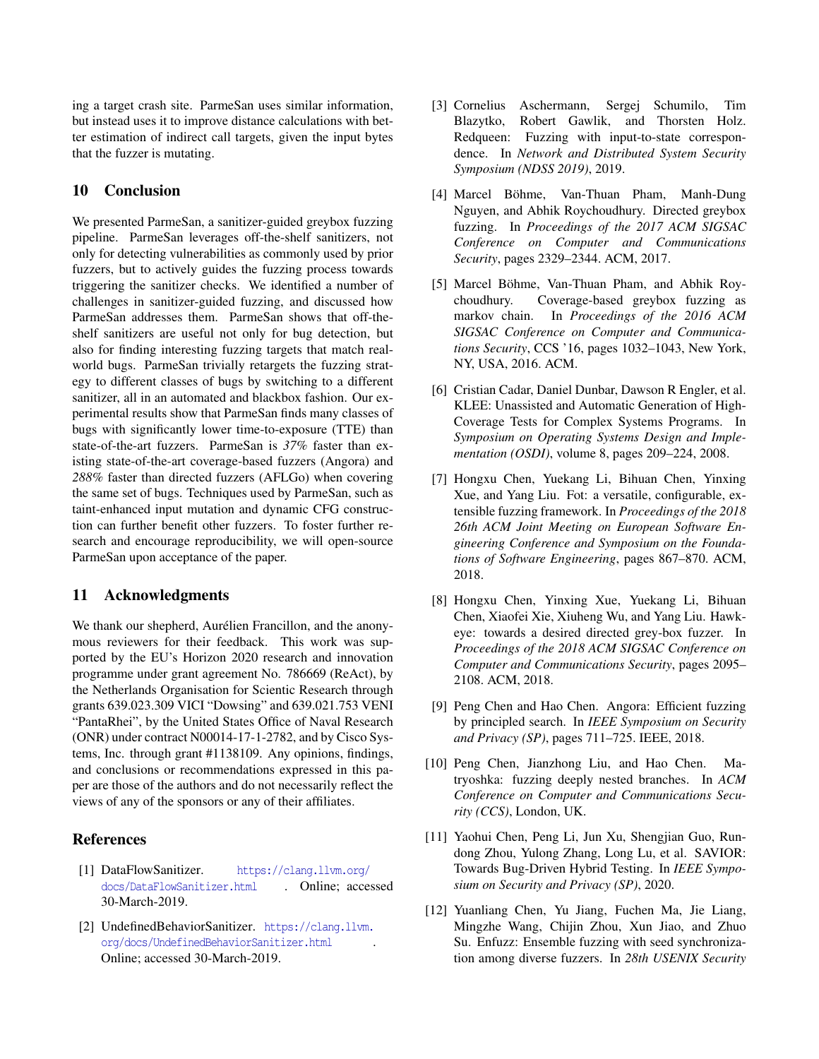ing a target crash site. ParmeSan uses similar information, but instead uses it to improve distance calculations with better estimation of indirect call targets, given the input bytes that the fuzzer is mutating.

## 10 Conclusion

We presented ParmeSan, a sanitizer-guided greybox fuzzing pipeline. ParmeSan leverages off-the-shelf sanitizers, not only for detecting vulnerabilities as commonly used by prior fuzzers, but to actively guides the fuzzing process towards triggering the sanitizer checks. We identified a number of challenges in sanitizer-guided fuzzing, and discussed how ParmeSan addresses them. ParmeSan shows that off-the-shelf sanitizers are useful not only for bug detection, but also for finding interesting fuzzing targets that match real-world bugs. ParmeSan trivially retargets the fuzzing strategy to different classes of bugs by switching to a different sanitizer, all in an automated and blackbox fashion. Our experimental results show that ParmeSan finds many classes of bugs with significantly lower time-to-exposure (TTE) than state-of-the-art fuzzers. ParmeSan is *37%* faster than existing state-of-the-art coverage-based fuzzers (Angora) and *288%* faster than directed fuzzers (AFLGo) when covering the same set of bugs. Techniques used by ParmeSan, such as taint-enhanced input mutation and dynamic CFG construction can further benefit other fuzzers. To foster further research and encourage reproducibility, we will open-source ParmeSan upon acceptance of the paper.

## 11 Acknowledgments

We thank our shepherd, Aurélien Francillon, and the anonymous reviewers for their feedback. This work was supported by the EU's Horizon 2020 research and innovation programme under grant agreement No. 786669 (ReAct), by the Netherlands Organisation for Scientic Research through grants 639.023.309 VICI "Dowsing" and 639.021.753 VENI "PantaRhei", by the United States Office of Naval Research (ONR) under contract N00014-17-1-2782, and by Cisco Systems, Inc. through grant #1138109. Any opinions, findings, and conclusions or recommendations expressed in this paper are those of the authors and do not necessarily reflect the views of any of the sponsors or any of their affiliates.

## References

[1] DataFlowSanitizer. https://clang.llvm.org/docs/DataFlowSanitizer.html. Online; accessed 30-March-2019.

[2] UndefinedBehaviorSanitizer. https://clang.llvm.org/docs/UndefinedBehaviorSanitizer.html. Online; accessed 30-March-2019.

[3] Cornelius Aschermann, Sergej Schumilo, Tim Blazytko, Robert Gawlik, and Thorsten Holz. Redqueen: Fuzzing with input-to-state correspondence. In *Network and Distributed System Security Symposium (NDSS 2019)*, 2019.

[4] Marcel Böhme, Van-Thuan Pham, Manh-Dung Nguyen, and Abhik Roychoudhury. Directed greybox fuzzing. In *Proceedings of the 2017 ACM SIGSAC Conference on Computer and Communications Security*, pages 2329–2344. ACM, 2017.

[5] Marcel Böhme, Van-Thuan Pham, and Abhik Roychoudhury. Coverage-based greybox fuzzing as markov chain. In *Proceedings of the 2016 ACM SIGSAC Conference on Computer and Communications Security*, CCS '16, pages 1032–1043, New York, NY, USA, 2016. ACM.

[6] Cristian Cadar, Daniel Dunbar, Dawson R Engler, et al. KLEE: Unassisted and Automatic Generation of High-Coverage Tests for Complex Systems Programs. In *Symposium on Operating Systems Design and Implementation (OSDI)*, volume 8, pages 209–224, 2008.

[7] Hongxu Chen, Yuekang Li, Bihuan Chen, Yinxing Xue, and Yang Liu. Fot: a versatile, configurable, extensible fuzzing framework. In *Proceedings of the 2018 26th ACM Joint Meeting on European Software Engineering Conference and Symposium on the Foundations of Software Engineering*, pages 867–870. ACM, 2018.

[8] Hongxu Chen, Yinxing Xue, Yuekang Li, Bihuan Chen, Xiaofei Xie, Xiuheng Wu, and Yang Liu. Hawkeye: towards a desired directed grey-box fuzzer. In *Proceedings of the 2018 ACM SIGSAC Conference on Computer and Communications Security*, pages 2095–2108. ACM, 2018.

[9] Peng Chen and Hao Chen. Angora: Efficient fuzzing by principled search. In *IEEE Symposium on Security and Privacy (SP)*, pages 711–725. IEEE, 2018.

[10] Peng Chen, Jianzhong Liu, and Hao Chen. Matryoshka: fuzzing deeply nested branches. In *ACM Conference on Computer and Communications Security (CCS)*, London, UK.

[11] Yaohui Chen, Peng Li, Jun Xu, Shengjian Guo, Rundong Zhou, Yulong Zhang, Long Lu, et al. SAVIOR: Towards Bug-Driven Hybrid Testing. In *IEEE Symposium on Security and Privacy (SP)*, 2020.

[12] Yuanliang Chen, Yu Jiang, Fuchen Ma, Jie Liang, Mingzhe Wang, Chijin Zhou, Xun Jiao, and Zhuo Su. Enfuzz: Ensemble fuzzing with seed synchronization among diverse fuzzers. In *28th USENIX Security*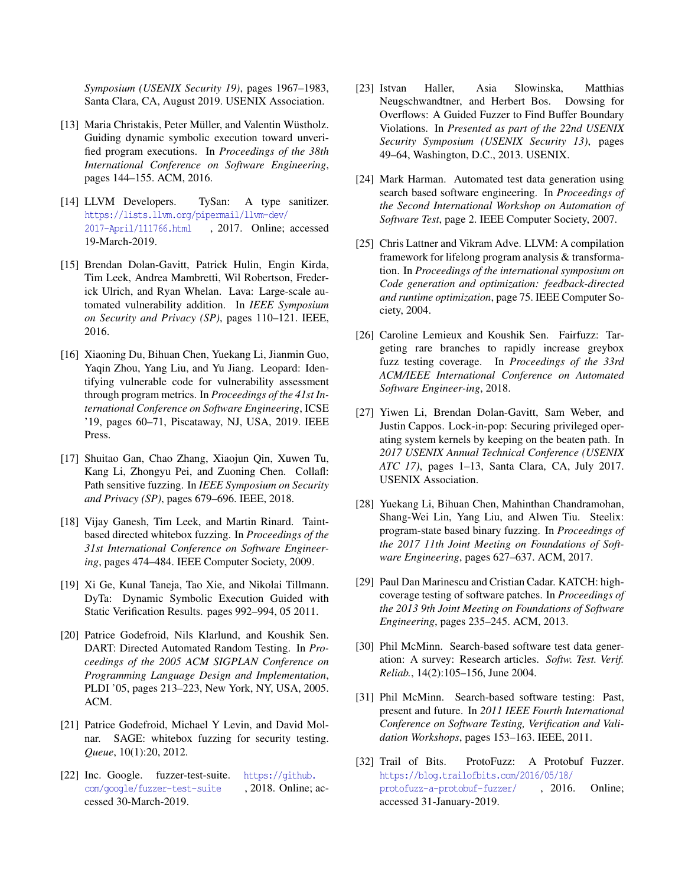*Symposium (USENIX Security 19)*, pages 1967–1983, Santa Clara, CA, August 2019. USENIX Association.

[13] Maria Christakis, Peter Müller, and Valentin Wüstholz. Guiding dynamic symbolic execution toward unverified program executions. In *Proceedings of the 38th International Conference on Software Engineering*, pages 144–155. ACM, 2016.

[14] LLVM Developers. TySan: A type sanitizer. https://lists.llvm.org/pipermail/llvm-dev/2017-April/111766.html, 2017. Online; accessed 19-March-2019.

[15] Brendan Dolan-Gavitt, Patrick Hulin, Engin Kirda, Tim Leek, Andrea Mambretti, Wil Robertson, Frederick Ulrich, and Ryan Whelan. Lava: Large-scale automated vulnerability addition. In *IEEE Symposium on Security and Privacy (SP)*, pages 110–121. IEEE, 2016.

[16] Xiaoning Du, Bihuan Chen, Yuekang Li, Jianmin Guo, Yaqin Zhou, Yang Liu, and Yu Jiang. Leopard: Identifying vulnerable code for vulnerability assessment through program metrics. In *Proceedings of the 41st International Conference on Software Engineering*, ICSE '19, pages 60–71, Piscataway, NJ, USA, 2019. IEEE Press.

[17] Shuitao Gan, Chao Zhang, Xiaojun Qin, Xuwen Tu, Kang Li, Zhongyu Pei, and Zuoning Chen. Collafl: Path sensitive fuzzing. In *IEEE Symposium on Security and Privacy (SP)*, pages 679–696. IEEE, 2018.

[18] Vijay Ganesh, Tim Leek, and Martin Rinard. Taint-based directed whitebox fuzzing. In *Proceedings of the 31st International Conference on Software Engineering*, pages 474–484. IEEE Computer Society, 2009.

[19] Xi Ge, Kunal Taneja, Tao Xie, and Nikolai Tillmann. DyTa: Dynamic Symbolic Execution Guided with Static Verification Results. pages 992–994, 05 2011.

[20] Patrice Godefroid, Nils Klarlund, and Koushik Sen. DART: Directed Automated Random Testing. In *Proceedings of the 2005 ACM SIGPLAN Conference on Programming Language Design and Implementation*, PLDI '05, pages 213–223, New York, NY, USA, 2005. ACM.

[21] Patrice Godefroid, Michael Y Levin, and David Molnar. SAGE: whitebox fuzzing for security testing. *Queue*, 10(1):20, 2012.

[22] Inc. Google. fuzzer-test-suite. https://github.com/google/fuzzer-test-suite, 2018. Online; accessed 30-March-2019.

[23] Istvan Haller, Asia Slowinska, Matthias Neugschwandtner, and Herbert Bos. Dowsing for Overflows: A Guided Fuzzer to Find Buffer Boundary Violations. In *Presented as part of the 22nd USENIX Security Symposium (USENIX Security 13)*, pages 49–64, Washington, D.C., 2013. USENIX.

[24] Mark Harman. Automated test data generation using search based software engineering. In *Proceedings of the Second International Workshop on Automation of Software Test*, page 2. IEEE Computer Society, 2007.

[25] Chris Lattner and Vikram Adve. LLVM: A compilation framework for lifelong program analysis & transformation. In *Proceedings of the international symposium on Code generation and optimization: feedback-directed and runtime optimization*, page 75. IEEE Computer Society, 2004.

[26] Caroline Lemieux and Koushik Sen. Fairfuzz: Targeting rare branches to rapidly increase greybox fuzz testing coverage. In *Proceedings of the 33rd ACM/IEEE International Conference on Automated Software Engineer-ing*, 2018.

[27] Yiwen Li, Brendan Dolan-Gavitt, Sam Weber, and Justin Cappos. Lock-in-pop: Securing privileged operating system kernels by keeping on the beaten path. In *2017 USENIX Annual Technical Conference (USENIX ATC 17)*, pages 1–13, Santa Clara, CA, July 2017. USENIX Association.

[28] Yuekang Li, Bihuan Chen, Mahinthan Chandramohan, Shang-Wei Lin, Yang Liu, and Alwen Tiu. Steelix: program-state based binary fuzzing. In *Proceedings of the 2017 11th Joint Meeting on Foundations of Software Engineering*, pages 627–637. ACM, 2017.

[29] Paul Dan Marinescu and Cristian Cadar. KATCH: high-coverage testing of software patches. In *Proceedings of the 2013 9th Joint Meeting on Foundations of Software Engineering*, pages 235–245. ACM, 2013.

[30] Phil McMinn. Search-based software test data generation: A survey: Research articles. *Softw. Test. Verif. Reliab.*, 14(2):105–156, June 2004.

[31] Phil McMinn. Search-based software testing: Past, present and future. In *2011 IEEE Fourth International Conference on Software Testing, Verification and Validation Workshops*, pages 153–163. IEEE, 2011.

[32] Trail of Bits. ProtoFuzz: A Protobuf Fuzzer. https://blog.trailofbits.com/2016/05/18/protofuzz-a-protobuf-fuzzer/, 2016. Online; accessed 31-January-2019.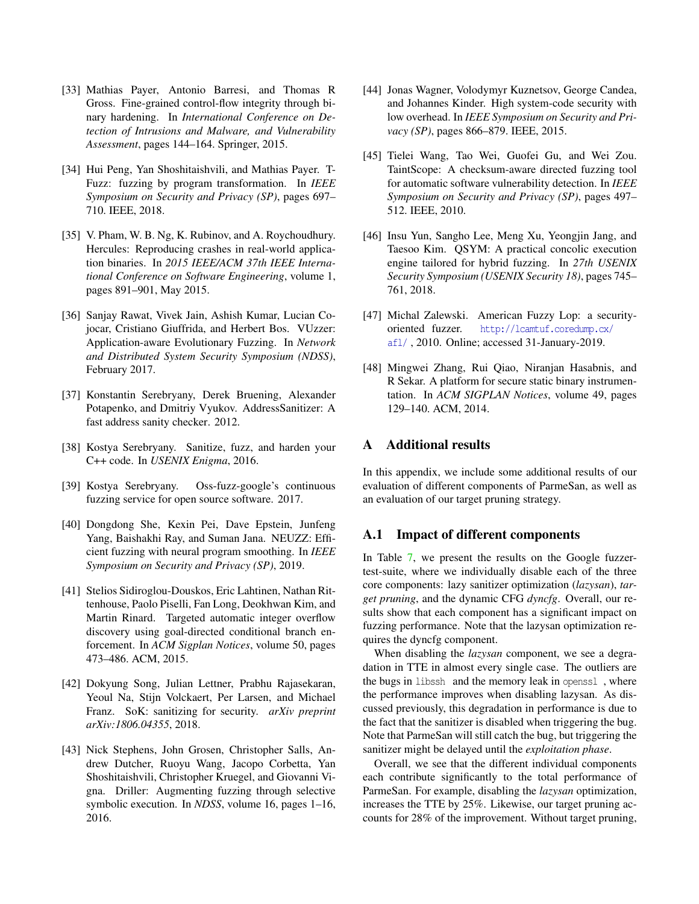[33] Mathias Payer, Antonio Barresi, and Thomas R Gross. Fine-grained control-flow integrity through binary hardening. In *International Conference on Detection of Intrusions and Malware, and Vulnerability Assessment*, pages 144–164. Springer, 2015.

[34] Hui Peng, Yan Shoshitaishvili, and Mathias Payer. T-Fuzz: fuzzing by program transformation. In *IEEE Symposium on Security and Privacy (SP)*, pages 697–710. IEEE, 2018.

[35] V. Pham, W. B. Ng, K. Rubinov, and A. Roychoudhury. Hercules: Reproducing crashes in real-world application binaries. In *2015 IEEE/ACM 37th IEEE International Conference on Software Engineering*, volume 1, pages 891–901, May 2015.

[36] Sanjay Rawat, Vivek Jain, Ashish Kumar, Lucian Cojocar, Cristiano Giuffrida, and Herbert Bos. VUzzer: Application-aware Evolutionary Fuzzing. In *Network and Distributed System Security Symposium (NDSS)*, February 2017.

[37] Konstantin Serebryany, Derek Bruening, Alexander Potapenko, and Dmitriy Vyukov. AddressSanitizer: A fast address sanity checker. 2012.

[38] Kostya Serebryany. Sanitize, fuzz, and harden your C++ code. In *USENIX Enigma*, 2016.

[39] Kostya Serebryany. Oss-fuzz-google's continuous fuzzing service for open source software. 2017.

[40] Dongdong She, Kexin Pei, Dave Epstein, Junfeng Yang, Baishakhi Ray, and Suman Jana. NEUZZ: Efficient fuzzing with neural program smoothing. In *IEEE Symposium on Security and Privacy (SP)*, 2019.

[41] Stelios Sidiroglou-Douskos, Eric Lahtinen, Nathan Rittenhouse, Paolo Piselli, Fan Long, Deokhwan Kim, and Martin Rinard. Targeted automatic integer overflow discovery using goal-directed conditional branch enforcement. In *ACM Sigplan Notices*, volume 50, pages 473–486. ACM, 2015.

[42] Dokyung Song, Julian Lettner, Prabhu Rajasekaran, Yeoul Na, Stijn Volckaert, Per Larsen, and Michael Franz. SoK: sanitizing for security. *arXiv preprint arXiv:1806.04355*, 2018.

[43] Nick Stephens, John Grosen, Christopher Salls, Andrew Dutcher, Ruoyu Wang, Jacopo Corbetta, Yan Shoshitaishvili, Christopher Kruegel, and Giovanni Vigna. Driller: Augmenting fuzzing through selective symbolic execution. In *NDSS*, volume 16, pages 1–16, 2016.

[44] Jonas Wagner, Volodymyr Kuznetsov, George Candea, and Johannes Kinder. High system-code security with low overhead. In *IEEE Symposium on Security and Privacy (SP)*, pages 866–879. IEEE, 2015.

[45] Tielei Wang, Tao Wei, Guofei Gu, and Wei Zou. TaintScope: A checksum-aware directed fuzzing tool for automatic software vulnerability detection. In *IEEE Symposium on Security and Privacy (SP)*, pages 497–512. IEEE, 2010.

[46] Insu Yun, Sangho Lee, Meng Xu, Yeongjin Jang, and Taesoo Kim. QSYM: A practical concolic execution engine tailored for hybrid fuzzing. In *27th USENIX Security Symposium (USENIX Security 18)*, pages 745–761, 2018.

[47] Michal Zalewski. American Fuzzy Lop: a security-oriented fuzzer. http://lcamtuf.coredump.cx/afl/ , 2010. Online; accessed 31-January-2019.

[48] Mingwei Zhang, Rui Qiao, Niranjan Hasabnis, and R Sekar. A platform for secure static binary instrumentation. In *ACM SIGPLAN Notices*, volume 49, pages 129–140. ACM, 2014.

## A Additional results

In this appendix, we include some additional results of our evaluation of different components of ParmeSan, as well as an evaluation of our target pruning strategy.

### A.1 Impact of different components

In Table 7, we present the results on the Google fuzzer-test-suite, where we individually disable each of the three core components: lazy sanitizer optimization (*lazysan*), *target pruning*, and the dynamic CFG *dyncfg*. Overall, our results show that each component has a significant impact on fuzzing performance. Note that the lazysan optimization requires the dyncfg component.

When disabling the *lazysan* component, we see a degradation in TTE in almost every single case. The outliers are the bugs in `libssh` and the memory leak in `openssl`, where the performance improves when disabling lazysan. As discussed previously, this degradation in performance is due to the fact that the sanitizer is disabled when triggering the bug. Note that ParmeSan will still catch the bug, but triggering the sanitizer might be delayed until the *exploitation phase*.

Overall, we see that the different individual components each contribute significantly to the total performance of ParmeSan. For example, disabling the *lazysan* optimization, increases the TTE by 25%. Likewise, our target pruning accounts for 28% of the improvement. Without target pruning,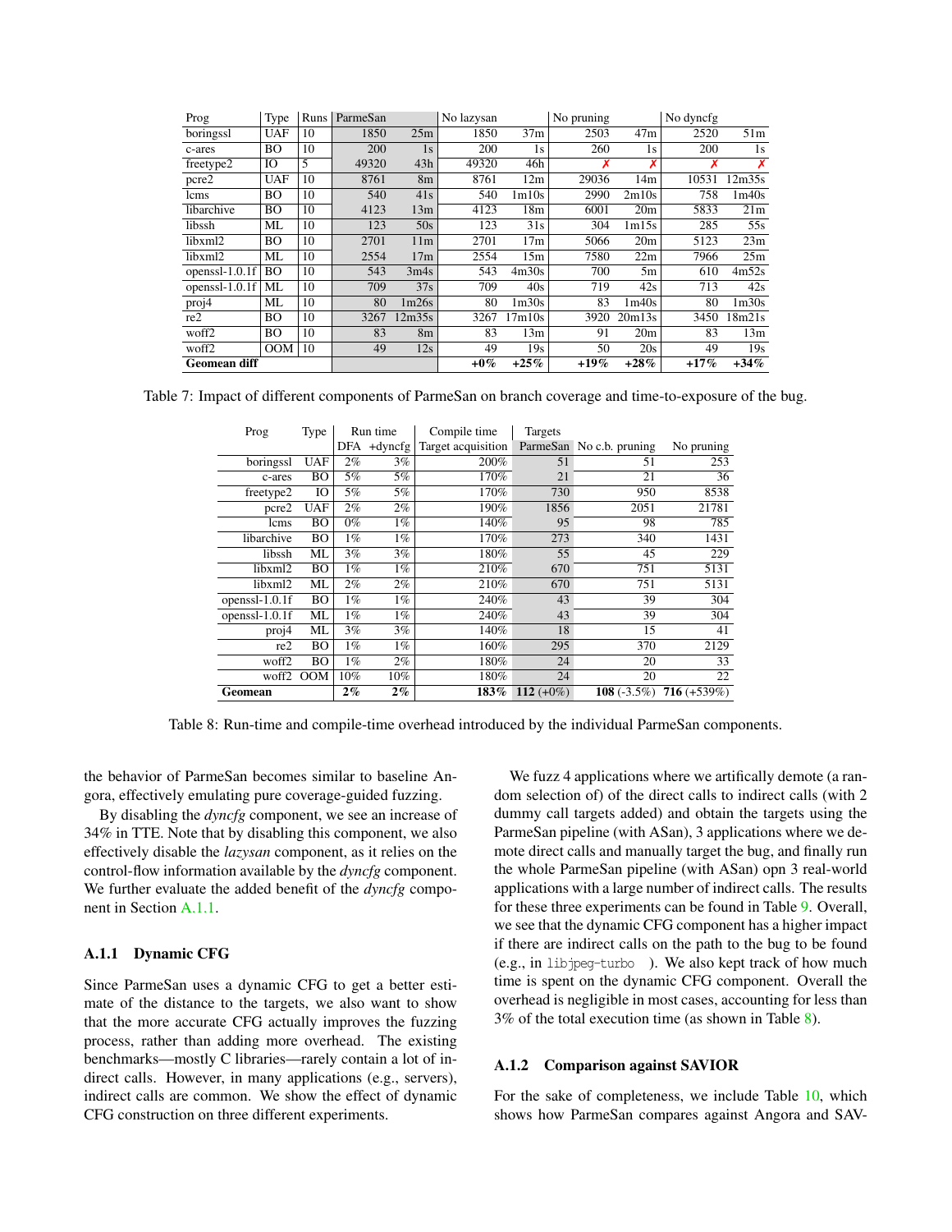| Prog | Type | Runs | ParmeSan | | No lazysan | | No pruning | | No dyncfg | |
|---|---|---|---|---|---|---|---|---|---|---|
| boringssl | UAF | 10 | 1850 | 25m | 1850 | 37m | 2503 | 47m | 2520 | 51m |
| c-ares | BO | 10 | 200 | 1s | 200 | 1s | 260 | 1s | 200 | 1s |
| freetype2 | IO | 5 | 49320 | 43h | 49320 | 46h | ✗ | ✗ | ✗ | ✗ |
| pcre2 | UAF | 10 | 8761 | 8m | 8761 | 12m | 29036 | 14m | 10531 | 12m35s |
| lcms | BO | 10 | 540 | 41s | 540 | 1m10s | 2990 | 2m10s | 758 | 1m40s |
| libarchive | BO | 10 | 4123 | 13m | 4123 | 18m | 6001 | 20m | 5833 | 21m |
| libssh | ML | 10 | 123 | 50s | 123 | 31s | 304 | 1m15s | 285 | 55s |
| libxml2 | BO | 10 | 2701 | 11m | 2701 | 17m | 5066 | 20m | 5123 | 23m |
| libxml2 | ML | 10 | 2554 | 17m | 2554 | 15m | 7580 | 22m | 7966 | 25m |
| openssl-1.0.1f | BO | 10 | 543 | 3m4s | 543 | 4m30s | 700 | 5m | 610 | 4m52s |
| openssl-1.0.1f | ML | 10 | 709 | 37s | 709 | 40s | 719 | 42s | 713 | 42s |
| proj4 | ML | 10 | 80 | 1m26s | 80 | 1m30s | 83 | 1m40s | 80 | 1m30s |
| re2 | BO | 10 | 3267 | 12m35s | 3267 | 17m10s | 3920 | 20m13s | 3450 | 18m21s |
| woff2 | BO | 10 | 83 | 8m | 83 | 13m | 91 | 20m | 83 | 13m |
| woff2 | OOM | 10 | 49 | 12s | 49 | 19s | 50 | 20s | 49 | 19s |
| **Geomean diff** | | | | | **+0%** | **+25%** | **+19%** | **+28%** | **+17%** | **+34%** |

Table 7: Impact of different components of ParmeSan on branch coverage and time-to-exposure of the bug.

| Prog | Type | Run time | | Compile time | Targets | | |
|---|---|---|---|---|---|---|---|
| | | DFA | +dyncfg | Target acquisition | ParmeSan | No c.b. pruning | No pruning |
| boringssl | UAF | 2% | 3% | 200% | 51 | 51 | 253 |
| c-ares | BO | 5% | 5% | 170% | 21 | 21 | 36 |
| freetype2 | IO | 5% | 5% | 170% | 730 | 950 | 8538 |
| pcre2 | UAF | 2% | 2% | 190% | 1856 | 2051 | 21781 |
| lcms | BO | 0% | 1% | 140% | 95 | 98 | 785 |
| libarchive | BO | 1% | 1% | 170% | 273 | 340 | 1431 |
| libssh | ML | 3% | 3% | 180% | 55 | 45 | 229 |
| libxml2 | BO | 1% | 1% | 210% | 670 | 751 | 5131 |
| libxml2 | ML | 2% | 2% | 210% | 670 | 751 | 5131 |
| openssl-1.0.1f | BO | 1% | 1% | 240% | 43 | 39 | 304 |
| openssl-1.0.1f | ML | 1% | 1% | 240% | 43 | 39 | 304 |
| proj4 | ML | 3% | 3% | 140% | 18 | 15 | 41 |
| re2 | BO | 1% | 1% | 160% | 295 | 370 | 2129 |
| woff2 | BO | 1% | 2% | 180% | 24 | 20 | 33 |
| woff2 | OOM | 10% | 10% | 180% | 24 | 20 | 22 |
| **Geomean** | | **2%** | **2%** | **183%** | **112** (+0%) | **108** (-3.5%) | **716** (+539%) |

Table 8: Run-time and compile-time overhead introduced by the individual ParmeSan components.

the behavior of ParmeSan becomes similar to baseline Angora, effectively emulating pure coverage-guided fuzzing.

By disabling the *dyncfg* component, we see an increase of 34% in TTE. Note that by disabling this component, we also effectively disable the *lazysan* component, as it relies on the control-flow information available by the *dyncfg* component. We further evaluate the added benefit of the *dyncfg* component in Section A.1.1.

### A.1.1 Dynamic CFG

Since ParmeSan uses a dynamic CFG to get a better estimate of the distance to the targets, we also want to show that the more accurate CFG actually improves the fuzzing process, rather than adding more overhead. The existing benchmarks—mostly C libraries—rarely contain a lot of indirect calls. However, in many applications (e.g., servers), indirect calls are common. We show the effect of dynamic CFG construction on three different experiments.

We fuzz 4 applications where we artifically demote (a random selection of) of the direct calls to indirect calls (with 2 dummy call targets added) and obtain the targets using the ParmeSan pipeline (with ASan), 3 applications where we demote direct calls and manually target the bug, and finally run the whole ParmeSan pipeline (with ASan) opn 3 real-world applications with a large number of indirect calls. The results for these three experiments can be found in Table 9. Overall, we see that the dynamic CFG component has a higher impact if there are indirect calls on the path to the bug to be found (e.g., in `libjpeg-turbo`). We also kept track of how much time is spent on the dynamic CFG component. Overall the overhead is negligible in most cases, accounting for less than 3% of the total execution time (as shown in Table 8).

### A.1.2 Comparison against SAVIOR

For the sake of completeness, we include Table 10, which shows how ParmeSan compares against Angora and SAV-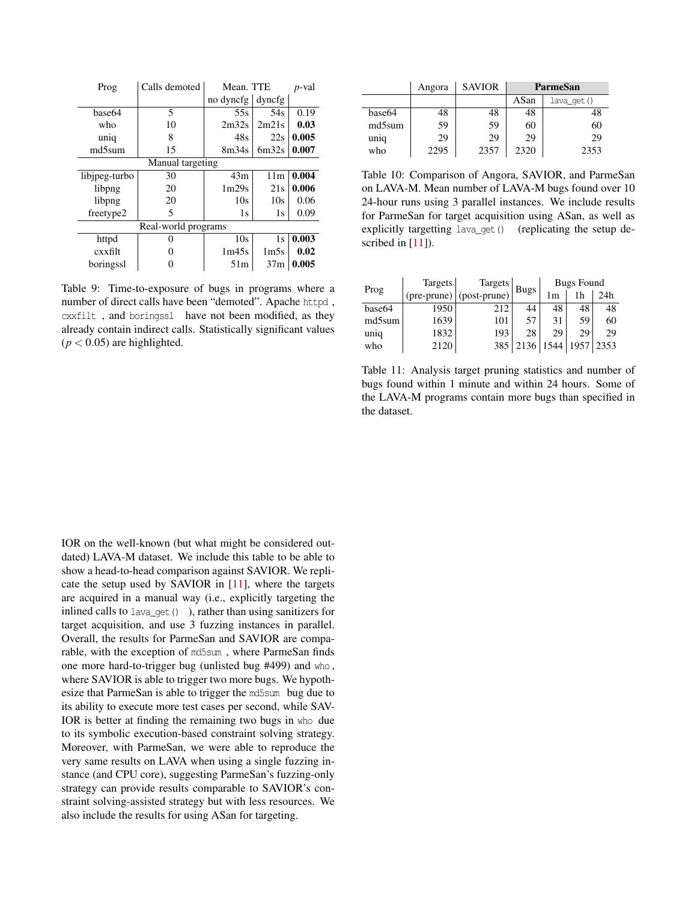| Prog | Calls demoted | Mean. TTE | | $p$-val |
|---|---|---|---|---|
| | | no dyncfg | dyncfg | |
| base64 | 5 | 55s | 54s | 0.19 |
| who | 10 | 2m32s | 2m21s | **0.03** |
| uniq | 8 | 48s | 22s | **0.005** |
| md5sum | 15 | 8m34s | 6m32s | **0.007** |
| Manual targeting | | | | |
| libjpeg-turbo | 30 | 43m | 11m | **0.004** |
| libpng | 20 | 1m29s | 21s | **0.006** |
| libpng | 20 | 10s | 10s | 0.06 |
| freetype2 | 5 | 1s | 1s | 0.09 |
| Real-world programs | | | | |
| httpd | 0 | 10s | 1s | **0.003** |
| cxxfilt | 0 | 1m45s | 1m5s | **0.02** |
| boringssl | 0 | 51m | 37m | **0.005** |

Table 9: Time-to-exposure of bugs in programs where a number of direct calls have been "demoted". Apache `httpd` , `cxxfilt` , and `boringssl` have not been modified, as they already contain indirect calls. Statistically significant values ($p < 0.05$) are highlighted.

| | Angora | SAVIOR | ParmeSan | |
|---|---|---|---|---|
| | | | ASan | `lava_get()` |
| base64 | 48 | 48 | 48 | 48 |
| md5sum | 59 | 59 | 60 | 60 |
| uniq | 29 | 29 | 29 | 29 |
| who | 2295 | 2357 | 2320 | 2353 |

Table 10: Comparison of Angora, SAVIOR, and ParmeSan on LAVA-M. Mean number of LAVA-M bugs found over 10 24-hour runs using 3 parallel instances. We include results for ParmeSan for target acquisition using ASan, as well as explicitly targetting `lava_get()` (replicating the setup described in [11]).

| Prog | Targets (pre-prune) | Targets (post-prune) | Bugs | Bugs Found | | |
|---|---|---|---|---|---|---|
| | | | | 1m | 1h | 24h |
| base64 | 1950 | 212 | 44 | 48 | 48 | 48 |
| md5sum | 1639 | 101 | 57 | 31 | 59 | 60 |
| uniq | 1832 | 193 | 28 | 29 | 29 | 29 |
| who | 2120 | 385 | 2136 | 1544 | 1957 | 2353 |

Table 11: Analysis target pruning statistics and number of bugs found within 1 minute and within 24 hours. Some of the LAVA-M programs contain more bugs than specified in the dataset.

IOR on the well-known (but what might be considered outdated) LAVA-M dataset. We include this table to be able to show a head-to-head comparison against SAVIOR. We replicate the setup used by SAVIOR in [11], where the targets are acquired in a manual way (i.e., explicitly targeting the inlined calls to `lava_get()` ), rather than using sanitizers for target acquisition, and use 3 fuzzing instances in parallel. Overall, the results for ParmeSan and SAVIOR are comparable, with the exception of `md5sum` , where ParmeSan finds one more hard-to-trigger bug (unlisted bug #499) and `who`, where SAVIOR is able to trigger two more bugs. We hypothesize that ParmeSan is able to trigger the `md5sum` bug due to its ability to execute more test cases per second, while SAVIOR is better at finding the remaining two bugs in `who` due to its symbolic execution-based constraint solving strategy. Moreover, with ParmeSan, we were able to reproduce the very same results on LAVA when using a single fuzzing instance (and CPU core), suggesting ParmeSan's fuzzing-only strategy can provide results comparable to SAVIOR's constraint solving-assisted strategy but with less resources. We also include the results for using ASan for targeting.